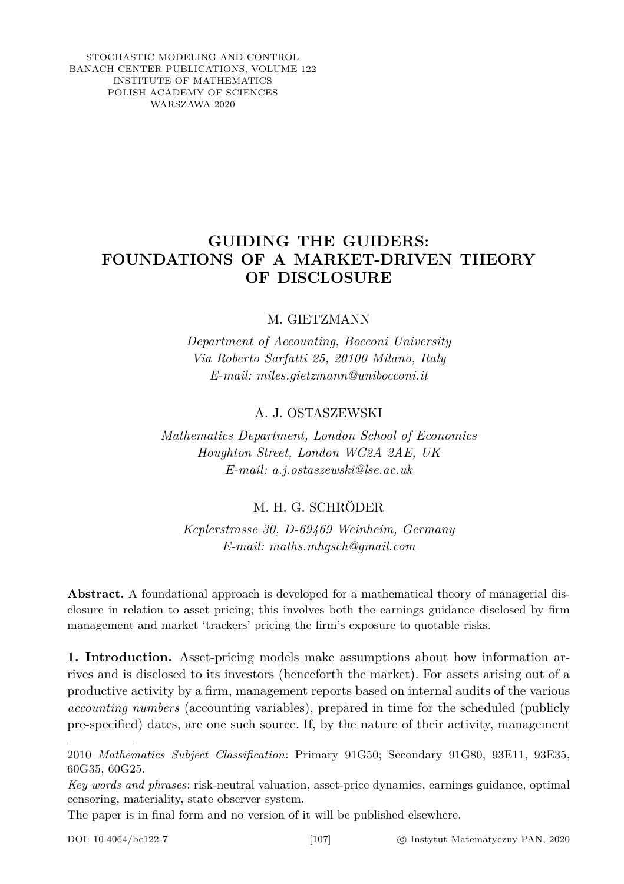STOCHASTIC MODELING AND CONTROL
BANACH CENTER PUBLICATIONS, VOLUME 122
INSTITUTE OF MATHEMATICS
POLISH ACADEMY OF SCIENCES
WARSZAWA 2020

# GUIDING THE GUIDERS: FOUNDATIONS OF A MARKET-DRIVEN THEORY OF DISCLOSURE

M. GIETZMANN

*Department of Accounting, Bocconi University*
*Via Roberto Sarfatti 25, 20100 Milano, Italy*
*E-mail: miles.gietzmann@unibocconi.it*

A. J. OSTASZEWSKI

*Mathematics Department, London School of Economics*
*Houghton Street, London WC2A 2AE, UK*
*E-mail: a.j.ostaszewski@lse.ac.uk*

M. H. G. SCHRÖDER

*Keplerstrasse 30, D-69469 Weinheim, Germany*
*E-mail: maths.mhgsch@gmail.com*

**Abstract.** A foundational approach is developed for a mathematical theory of managerial disclosure in relation to asset pricing; this involves both the earnings guidance disclosed by firm management and market 'trackers' pricing the firm's exposure to quotable risks.

**1. Introduction.** Asset-pricing models make assumptions about how information arrives and is disclosed to its investors (henceforth the market). For assets arising out of a productive activity by a firm, management reports based on internal audits of the various *accounting numbers* (accounting variables), prepared in time for the scheduled (publicly pre-specified) dates, are one such source. If, by the nature of their activity, management

---

2010 *Mathematics Subject Classification*: Primary 91G50; Secondary 91G80, 93E11, 93E35, 60G35, 60G25.

*Key words and phrases*: risk-neutral valuation, asset-price dynamics, earnings guidance, optimal censoring, materiality, state observer system.

The paper is in final form and no version of it will be published elsewhere.

DOI: 10.4064/bc122-7 © Instytut Matematyczny PAN, 2020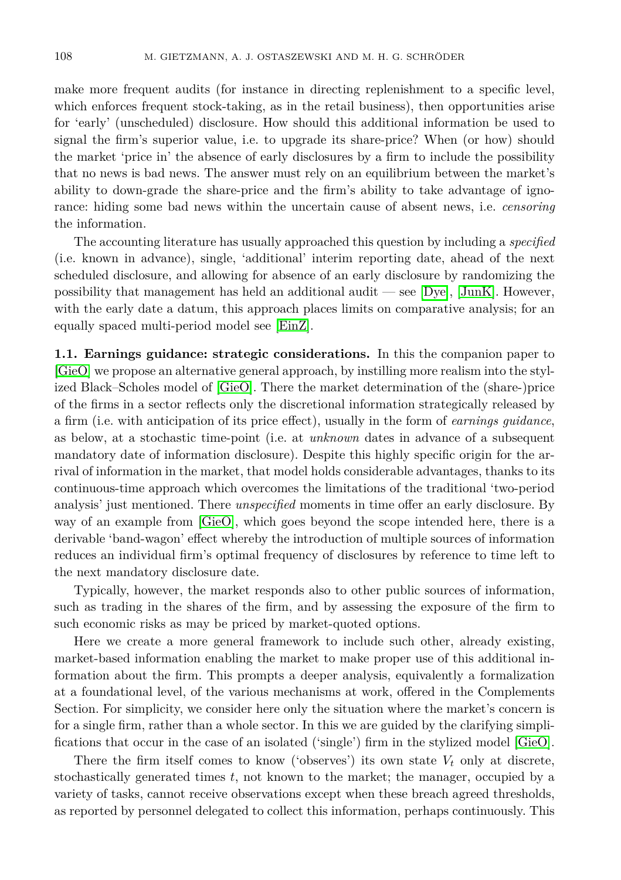make more frequent audits (for instance in directing replenishment to a specific level, which enforces frequent stock-taking, as in the retail business), then opportunities arise for 'early' (unscheduled) disclosure. How should this additional information be used to signal the firm's superior value, i.e. to upgrade its share-price? When (or how) should the market 'price in' the absence of early disclosures by a firm to include the possibility that no news is bad news. The answer must rely on an equilibrium between the market's ability to down-grade the share-price and the firm's ability to take advantage of ignorance: hiding some bad news within the uncertain cause of absent news, i.e. *censoring* the information.

The accounting literature has usually approached this question by including a *specified* (i.e. known in advance), single, 'additional' interim reporting date, ahead of the next scheduled disclosure, and allowing for absence of an early disclosure by randomizing the possibility that management has held an additional audit — see [Dye], [JunK]. However, with the early date a datum, this approach places limits on comparative analysis; for an equally spaced multi-period model see [EinZ].

**1.1. Earnings guidance: strategic considerations.** In this the companion paper to [GieO] we propose an alternative general approach, by instilling more realism into the stylized Black–Scholes model of [GieO]. There the market determination of the (share-)price of the firms in a sector reflects only the discretional information strategically released by a firm (i.e. with anticipation of its price effect), usually in the form of *earnings guidance*, as below, at a stochastic time-point (i.e. at *unknown* dates in advance of a subsequent mandatory date of information disclosure). Despite this highly specific origin for the arrival of information in the market, that model holds considerable advantages, thanks to its continuous-time approach which overcomes the limitations of the traditional 'two-period analysis' just mentioned. There *unspecified* moments in time offer an early disclosure. By way of an example from [GieO], which goes beyond the scope intended here, there is a derivable 'band-wagon' effect whereby the introduction of multiple sources of information reduces an individual firm's optimal frequency of disclosures by reference to time left to the next mandatory disclosure date.

Typically, however, the market responds also to other public sources of information, such as trading in the shares of the firm, and by assessing the exposure of the firm to such economic risks as may be priced by market-quoted options.

Here we create a more general framework to include such other, already existing, market-based information enabling the market to make proper use of this additional information about the firm. This prompts a deeper analysis, equivalently a formalization at a foundational level, of the various mechanisms at work, offered in the Complements Section. For simplicity, we consider here only the situation where the market's concern is for a single firm, rather than a whole sector. In this we are guided by the clarifying simplifications that occur in the case of an isolated ('single') firm in the stylized model [GieO].

There the firm itself comes to know ('observes') its own state $V_t$ only at discrete, stochastically generated times $t$, not known to the market; the manager, occupied by a variety of tasks, cannot receive observations except when these breach agreed thresholds, as reported by personnel delegated to collect this information, perhaps continuously. This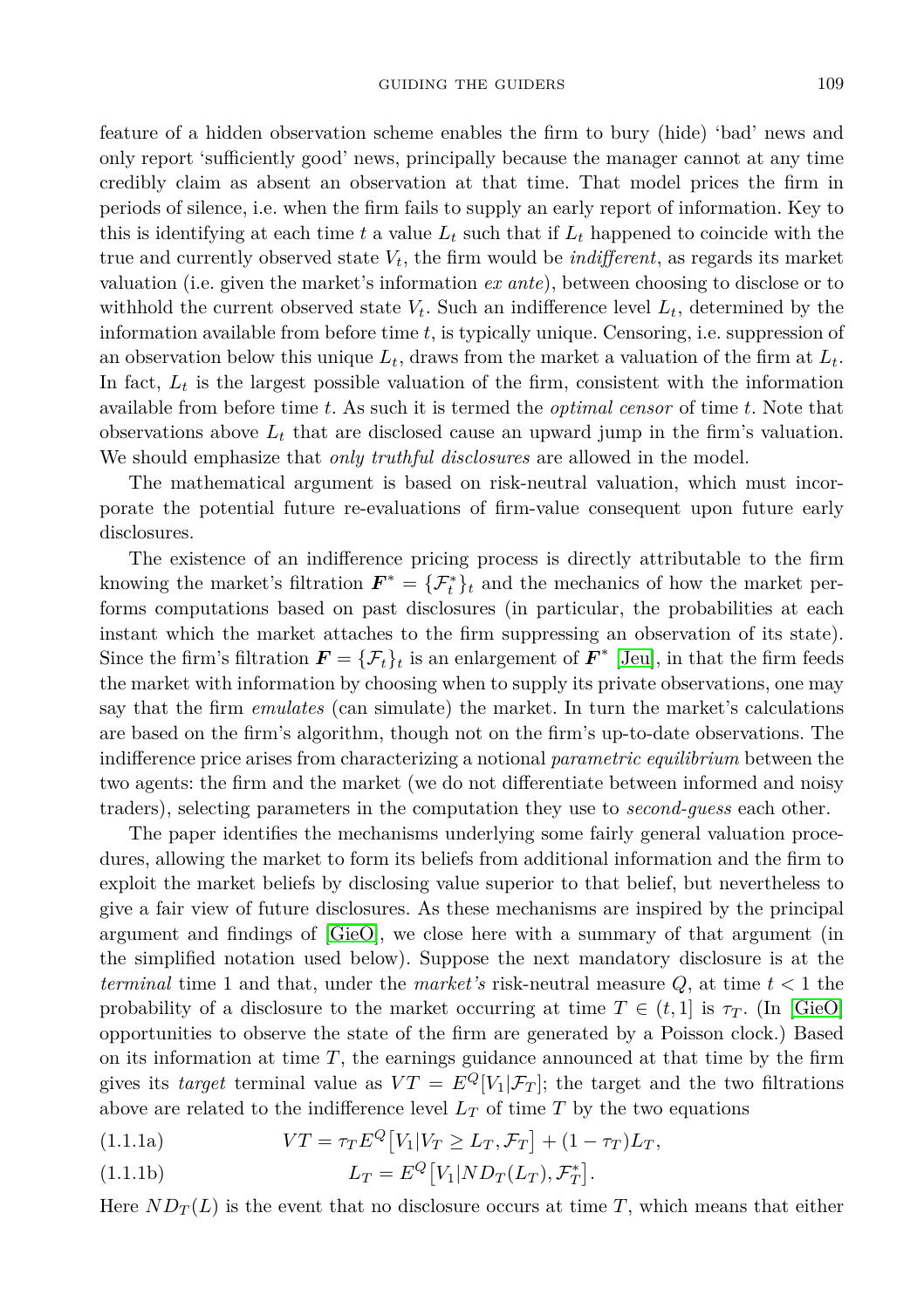feature of a hidden observation scheme enables the firm to bury (hide) 'bad' news and only report 'sufficiently good' news, principally because the manager cannot at any time credibly claim as absent an observation at that time. That model prices the firm in periods of silence, i.e. when the firm fails to supply an early report of information. Key to this is identifying at each time $t$ a value $L_t$ such that if $L_t$ happened to coincide with the true and currently observed state $V_t$, the firm would be *indifferent*, as regards its market valuation (i.e. given the market's information *ex ante*), between choosing to disclose or to withhold the current observed state $V_t$. Such an indifference level $L_t$, determined by the information available from before time $t$, is typically unique. Censoring, i.e. suppression of an observation below this unique $L_t$, draws from the market a valuation of the firm at $L_t$. In fact, $L_t$ is the largest possible valuation of the firm, consistent with the information available from before time $t$. As such it is termed the *optimal censor* of time $t$. Note that observations above $L_t$ that are disclosed cause an upward jump in the firm's valuation. We should emphasize that *only truthful disclosures* are allowed in the model.

The mathematical argument is based on risk-neutral valuation, which must incorporate the potential future re-evaluations of firm-value consequent upon future early disclosures.

The existence of an indifference pricing process is directly attributable to the firm knowing the market's filtration $\boldsymbol{F}^* = \{\mathcal{F}_t^*\}_t$ and the mechanics of how the market performs computations based on past disclosures (in particular, the probabilities at each instant which the market attaches to the firm suppressing an observation of its state). Since the firm's filtration $\boldsymbol{F} = \{\mathcal{F}_t\}_t$ is an enlargement of $\boldsymbol{F}^*$ [Jeu], in that the firm feeds the market with information by choosing when to supply its private observations, one may say that the firm *emulates* (can simulate) the market. In turn the market's calculations are based on the firm's algorithm, though not on the firm's up-to-date observations. The indifference price arises from characterizing a notional *parametric equilibrium* between the two agents: the firm and the market (we do not differentiate between informed and noisy traders), selecting parameters in the computation they use to *second-guess* each other.

The paper identifies the mechanisms underlying some fairly general valuation procedures, allowing the market to form its beliefs from additional information and the firm to exploit the market beliefs by disclosing value superior to that belief, but nevertheless to give a fair view of future disclosures. As these mechanisms are inspired by the principal argument and findings of [GieO], we close here with a summary of that argument (in the simplified notation used below). Suppose the next mandatory disclosure is at the *terminal* time 1 and that, under the *market's* risk-neutral measure $Q$, at time $t < 1$ the probability of a disclosure to the market occurring at time $T \in (t, 1]$ is $\tau_T$. (In [GieO] opportunities to observe the state of the firm are generated by a Poisson clock.) Based on its information at time $T$, the earnings guidance announced at that time by the firm gives its *target* terminal value as $VT = E^Q[V_1|\mathcal{F}_T]$; the target and the two filtrations above are related to the indifference level $L_T$ of time $T$ by the two equations

$$VT = \tau_T E^Q\big[V_1|V_T \geq L_T, \mathcal{F}_T\big] + (1 - \tau_T)L_T, \tag{1.1.1a}$$

$$L_T = E^Q\big[V_1|ND_T(L_T), \mathcal{F}_T^*\big]. \tag{1.1.1b}$$

Here $ND_T(L)$ is the event that no disclosure occurs at time $T$, which means that either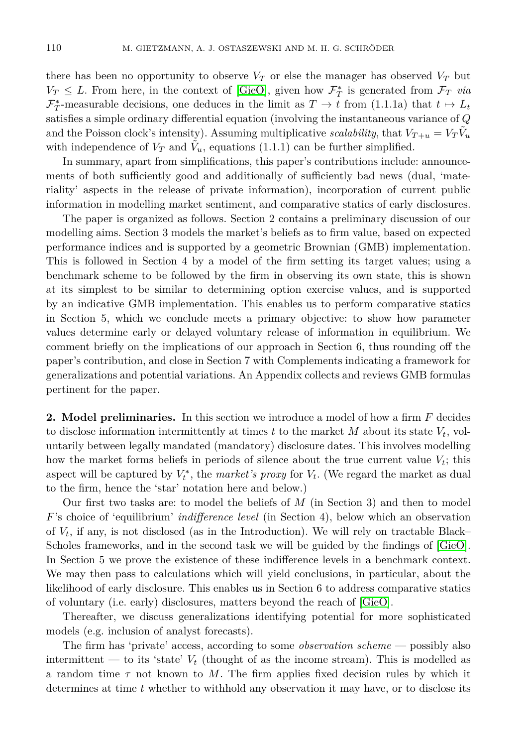there has been no opportunity to observe $V_T$ or else the manager has observed $V_T$ but $V_T \leq L$. From here, in the context of [GieO], given how $\mathcal{F}_T^*$ is generated from $\mathcal{F}_T$ *via* $\mathcal{F}_T^*$-measurable decisions, one deduces in the limit as $T \to t$ from (1.1.1a) that $t \mapsto L_t$ satisfies a simple ordinary differential equation (involving the instantaneous variance of $Q$ and the Poisson clock's intensity). Assuming multiplicative *scalability*, that $V_{T+u} = V_T \tilde{V}_u$ with independence of $V_T$ and $\tilde{V}_u$, equations (1.1.1) can be further simplified.

In summary, apart from simplifications, this paper's contributions include: announcements of both sufficiently good and additionally of sufficiently bad news (dual, 'materiality' aspects in the release of private information), incorporation of current public information in modelling market sentiment, and comparative statics of early disclosures.

The paper is organized as follows. Section 2 contains a preliminary discussion of our modelling aims. Section 3 models the market's beliefs as to firm value, based on expected performance indices and is supported by a geometric Brownian (GMB) implementation. This is followed in Section 4 by a model of the firm setting its target values; using a benchmark scheme to be followed by the firm in observing its own state, this is shown at its simplest to be similar to determining option exercise values, and is supported by an indicative GMB implementation. This enables us to perform comparative statics in Section 5, which we conclude meets a primary objective: to show how parameter values determine early or delayed voluntary release of information in equilibrium. We comment briefly on the implications of our approach in Section 6, thus rounding off the paper's contribution, and close in Section 7 with Complements indicating a framework for generalizations and potential variations. An Appendix collects and reviews GMB formulas pertinent for the paper.

**2. Model preliminaries.** In this section we introduce a model of how a firm $F$ decides to disclose information intermittently at times $t$ to the market $M$ about its state $V_t$, voluntarily between legally mandated (mandatory) disclosure dates. This involves modelling how the market forms beliefs in periods of silence about the true current value $V_t$; this aspect will be captured by $V_t^*$, the *market's proxy* for $V_t$. (We regard the market as dual to the firm, hence the 'star' notation here and below.)

Our first two tasks are: to model the beliefs of $M$ (in Section 3) and then to model $F$'s choice of 'equilibrium' *indifference level* (in Section 4), below which an observation of $V_t$, if any, is not disclosed (as in the Introduction). We will rely on tractable Black–Scholes frameworks, and in the second task we will be guided by the findings of [GieO]. In Section 5 we prove the existence of these indifference levels in a benchmark context. We may then pass to calculations which will yield conclusions, in particular, about the likelihood of early disclosure. This enables us in Section 6 to address comparative statics of voluntary (i.e. early) disclosures, matters beyond the reach of [GieO].

Thereafter, we discuss generalizations identifying potential for more sophisticated models (e.g. inclusion of analyst forecasts).

The firm has 'private' access, according to some *observation scheme* — possibly also intermittent — to its 'state' $V_t$ (thought of as the income stream). This is modelled as a random time $\tau$ not known to $M$. The firm applies fixed decision rules by which it determines at time $t$ whether to withhold any observation it may have, or to disclose its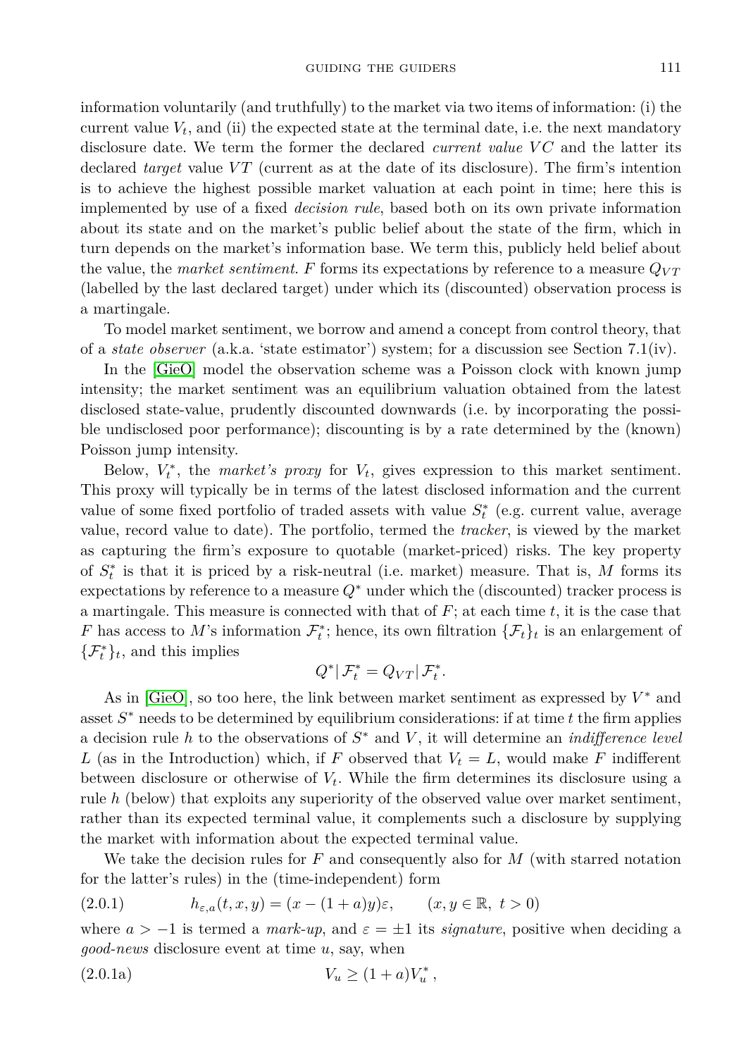information voluntarily (and truthfully) to the market via two items of information: (i) the current value $V_t$, and (ii) the expected state at the terminal date, i.e. the next mandatory disclosure date. We term the former the declared *current value* $VC$ and the latter its declared *target* value $VT$ (current as at the date of its disclosure). The firm's intention is to achieve the highest possible market valuation at each point in time; here this is implemented by use of a fixed *decision rule*, based both on its own private information about its state and on the market's public belief about the state of the firm, which in turn depends on the market's information base. We term this, publicly held belief about the value, the *market sentiment*. $F$ forms its expectations by reference to a measure $Q_{VT}$ (labelled by the last declared target) under which its (discounted) observation process is a martingale.

To model market sentiment, we borrow and amend a concept from control theory, that of a *state observer* (a.k.a. 'state estimator') system; for a discussion see Section 7.1(iv).

In the [GieO] model the observation scheme was a Poisson clock with known jump intensity; the market sentiment was an equilibrium valuation obtained from the latest disclosed state-value, prudently discounted downwards (i.e. by incorporating the possible undisclosed poor performance); discounting is by a rate determined by the (known) Poisson jump intensity.

Below, $V_t^*$, the *market's proxy* for $V_t$, gives expression to this market sentiment. This proxy will typically be in terms of the latest disclosed information and the current value of some fixed portfolio of traded assets with value $S_t^*$ (e.g. current value, average value, record value to date). The portfolio, termed the *tracker*, is viewed by the market as capturing the firm's exposure to quotable (market-priced) risks. The key property of $S_t^*$ is that it is priced by a risk-neutral (i.e. market) measure. That is, $M$ forms its expectations by reference to a measure $Q^*$ under which the (discounted) tracker process is a martingale. This measure is connected with that of $F$; at each time $t$, it is the case that $F$ has access to $M$'s information $\mathcal{F}_t^*$; hence, its own filtration $\{\mathcal{F}_t\}_t$ is an enlargement of $\{\mathcal{F}_t^*\}_t$, and this implies

$$Q^* | \mathcal{F}_t^* = Q_{VT} | \mathcal{F}_t^*.$$

As in [GieO], so too here, the link between market sentiment as expressed by $V^*$ and asset $S^*$ needs to be determined by equilibrium considerations: if at time $t$ the firm applies a decision rule $h$ to the observations of $S^*$ and $V$, it will determine an *indifference level* $L$ (as in the Introduction) which, if $F$ observed that $V_t = L$, would make $F$ indifferent between disclosure or otherwise of $V_t$. While the firm determines its disclosure using a rule $h$ (below) that exploits any superiority of the observed value over market sentiment, rather than its expected terminal value, it complements such a disclosure by supplying the market with information about the expected terminal value.

We take the decision rules for $F$ and consequently also for $M$ (with starred notation for the latter's rules) in the (time-independent) form

$$h_{\varepsilon,a}(t,x,y) = (x-(1+a)y)\varepsilon, \qquad (x,y \in \mathbb{R},\ t>0) \tag{2.0.1}$$

where $a > -1$ is termed a *mark-up*, and $\varepsilon = \pm 1$ its *signature*, positive when deciding a *good-news* disclosure event at time $u$, say, when

$$V_u \geq (1+a)V_u^*, \tag{2.0.1a}$$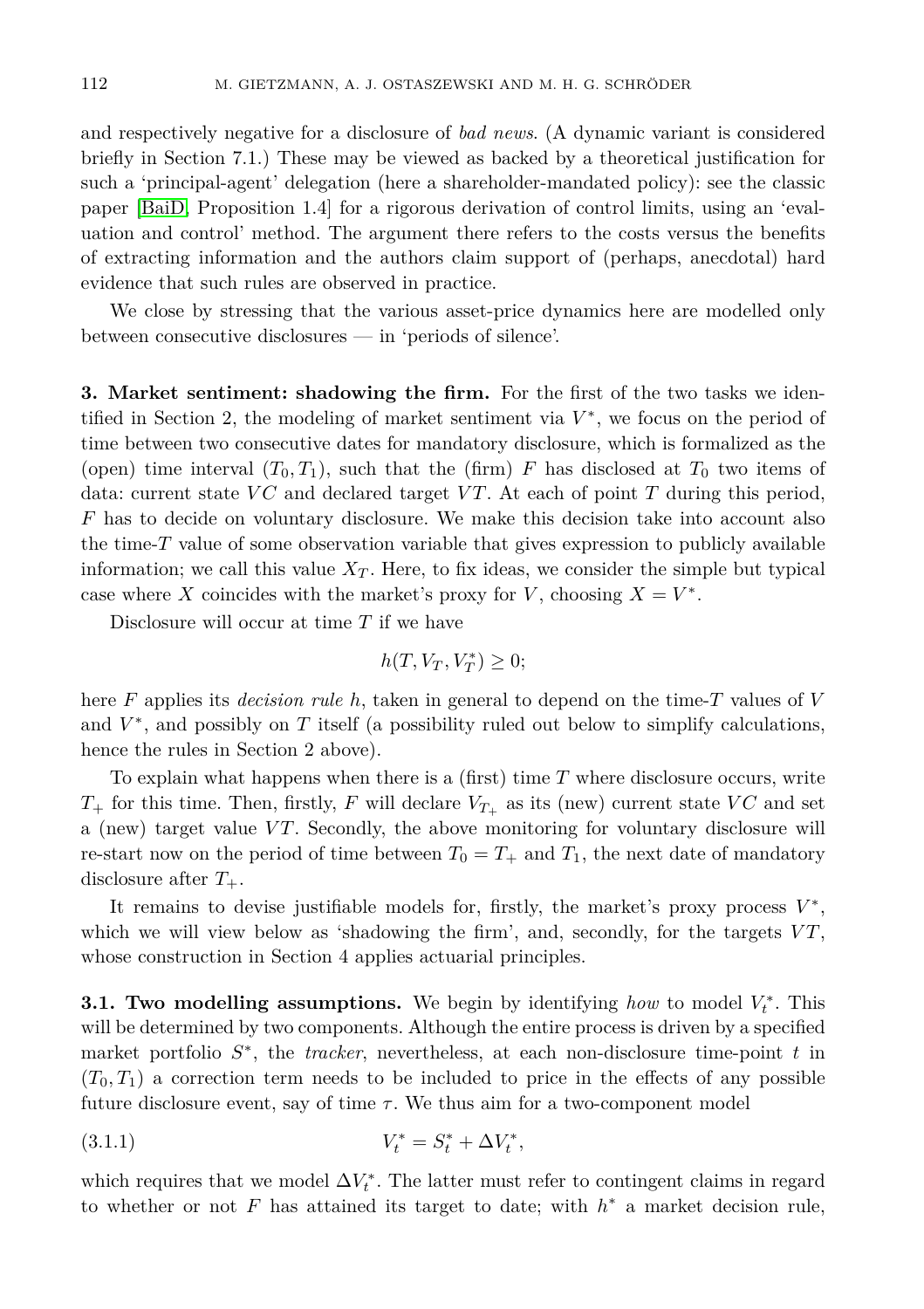and respectively negative for a disclosure of *bad news*. (A dynamic variant is considered briefly in Section 7.1.) These may be viewed as backed by a theoretical justification for such a 'principal-agent' delegation (here a shareholder-mandated policy): see the classic paper [BaiD, Proposition 1.4] for a rigorous derivation of control limits, using an 'evaluation and control' method. The argument there refers to the costs versus the benefits of extracting information and the authors claim support of (perhaps, anecdotal) hard evidence that such rules are observed in practice.

We close by stressing that the various asset-price dynamics here are modelled only between consecutive disclosures — in 'periods of silence'.

**3. Market sentiment: shadowing the firm.** For the first of the two tasks we identified in Section 2, the modeling of market sentiment via $V^*$, we focus on the period of time between two consecutive dates for mandatory disclosure, which is formalized as the (open) time interval $(T_0, T_1)$, such that the (firm) $F$ has disclosed at $T_0$ two items of data: current state $VC$ and declared target $VT$. At each of point $T$ during this period, $F$ has to decide on voluntary disclosure. We make this decision take into account also the time-$T$ value of some observation variable that gives expression to publicly available information; we call this value $X_T$. Here, to fix ideas, we consider the simple but typical case where $X$ coincides with the market's proxy for $V$, choosing $X = V^*$.

Disclosure will occur at time $T$ if we have

$$h(T, V_T, V_T^*) \geq 0;$$

here $F$ applies its *decision rule* $h$, taken in general to depend on the time-$T$ values of $V$ and $V^*$, and possibly on $T$ itself (a possibility ruled out below to simplify calculations, hence the rules in Section 2 above).

To explain what happens when there is a (first) time $T$ where disclosure occurs, write $T_+$ for this time. Then, firstly, $F$ will declare $V_{T_+}$ as its (new) current state $VC$ and set a (new) target value $VT$. Secondly, the above monitoring for voluntary disclosure will re-start now on the period of time between $T_0 = T_+$ and $T_1$, the next date of mandatory disclosure after $T_+$.

It remains to devise justifiable models for, firstly, the market's proxy process $V^*$, which we will view below as 'shadowing the firm', and, secondly, for the targets $VT$, whose construction in Section 4 applies actuarial principles.

**3.1. Two modelling assumptions.** We begin by identifying *how* to model $V_t^*$. This will be determined by two components. Although the entire process is driven by a specified market portfolio $S^*$, the *tracker*, nevertheless, at each non-disclosure time-point $t$ in $(T_0, T_1)$ a correction term needs to be included to price in the effects of any possible future disclosure event, say of time $\tau$. We thus aim for a two-component model

$$V_t^* = S_t^* + \Delta V_t^*, \tag{3.1.1}$$

which requires that we model $\Delta V_t^*$. The latter must refer to contingent claims in regard to whether or not $F$ has attained its target to date; with $h^*$ a market decision rule,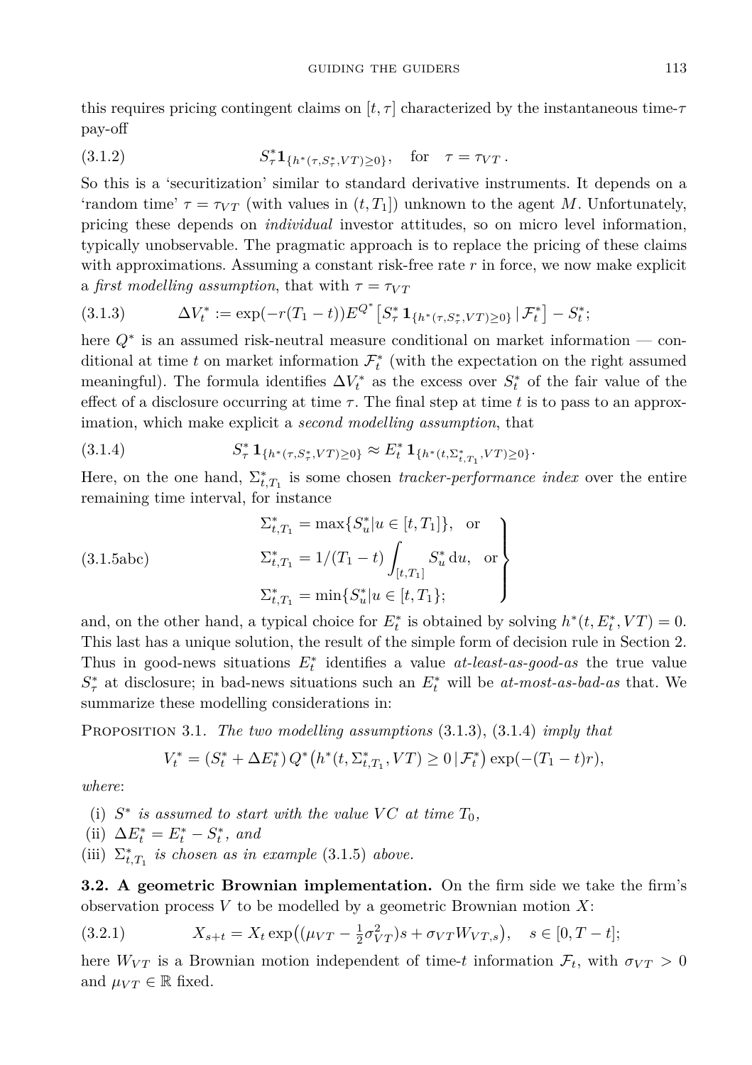this requires pricing contingent claims on $[t,\tau]$ characterized by the instantaneous time-$\tau$ pay-off

$$S^*_\tau \mathbf{1}_{\{h^*(\tau,S^*_\tau,VT)\geq 0\}}, \quad \text{for} \quad \tau = \tau_{VT}\,. \tag{3.1.2}$$

So this is a 'securitization' similar to standard derivative instruments. It depends on a 'random time' $\tau = \tau_{VT}$ (with values in $(t,T_1]$) unknown to the agent $M$. Unfortunately, pricing these depends on *individual* investor attitudes, so on micro level information, typically unobservable. The pragmatic approach is to replace the pricing of these claims with approximations. Assuming a constant risk-free rate $r$ in force, we now make explicit a *first modelling assumption*, that with $\tau = \tau_{VT}$

$$\Delta V^*_t := \exp(-r(T_1-t))E^{Q^*}\big[S^*_\tau \mathbf{1}_{\{h^*(\tau,S^*_\tau,VT)\geq 0\}} \,|\, \mathcal{F}^*_t\big] - S^*_t; \tag{3.1.3}$$

here $Q^*$ is an assumed risk-neutral measure conditional on market information — conditional at time $t$ on market information $\mathcal{F}^*_t$ (with the expectation on the right assumed meaningful). The formula identifies $\Delta V^*_t$ as the excess over $S^*_t$ of the fair value of the effect of a disclosure occurring at time $\tau$. The final step at time $t$ is to pass to an approximation, which make explicit a *second modelling assumption*, that

$$S^*_\tau \mathbf{1}_{\{h^*(\tau,S^*_\tau,VT)\geq 0\}} \approx E^*_t \mathbf{1}_{\{h^*(t,\Sigma^*_{t,T_1},VT)\geq 0\}}. \tag{3.1.4}$$

Here, on the one hand, $\Sigma^*_{t,T_1}$ is some chosen *tracker-performance index* over the entire remaining time interval, for instance

$$\left.\begin{aligned} \Sigma^*_{t,T_1} &= \max\{S^*_u | u \in [t,T_1]\}, \quad \text{or} \\ \Sigma^*_{t,T_1} &= 1/(T_1-t)\int_{[t,T_1]} S^*_u \,\mathrm{d}u, \quad \text{or} \\ \Sigma^*_{t,T_1} &= \min\{S^*_u | u \in [t,T_1]\}; \end{aligned}\right\} \tag{3.1.5abc}$$

and, on the other hand, a typical choice for $E^*_t$ is obtained by solving $h^*(t,E^*_t,VT) = 0$. This last has a unique solution, the result of the simple form of decision rule in Section 2. Thus in good-news situations $E^*_t$ identifies a value *at-least-as-good-as* the true value $S^*_\tau$ at disclosure; in bad-news situations such an $E^*_t$ will be *at-most-as-bad-as* that. We summarize these modelling considerations in:

Proposition 3.1. *The two modelling assumptions* (3.1.3), (3.1.4) *imply that*

$$V^*_t = (S^*_t + \Delta E^*_t)\, Q^*\big(h^*(t,\Sigma^*_{t,T_1},VT) \geq 0 \,|\, \mathcal{F}^*_t\big) \exp(-(T_1-t)r),$$

*where*:

(i) $S^*$ *is assumed to start with the value* $VC$ *at time* $T_0$,

(ii) $\Delta E^*_t = E^*_t - S^*_t$, *and*

(iii) $\Sigma^*_{t,T_1}$ *is chosen as in example* (3.1.5) *above.*

**3.2. A geometric Brownian implementation.** On the firm side we take the firm's observation process $V$ to be modelled by a geometric Brownian motion $X$:

$$X_{s+t} = X_t \exp\big((\mu_{VT} - \tfrac{1}{2}\sigma^2_{VT})s + \sigma_{VT} W_{VT,s}\big), \quad s \in [0, T-t]; \tag{3.2.1}$$

here $W_{VT}$ is a Brownian motion independent of time-$t$ information $\mathcal{F}_t$, with $\sigma_{VT} > 0$ and $\mu_{VT} \in \mathbb{R}$ fixed.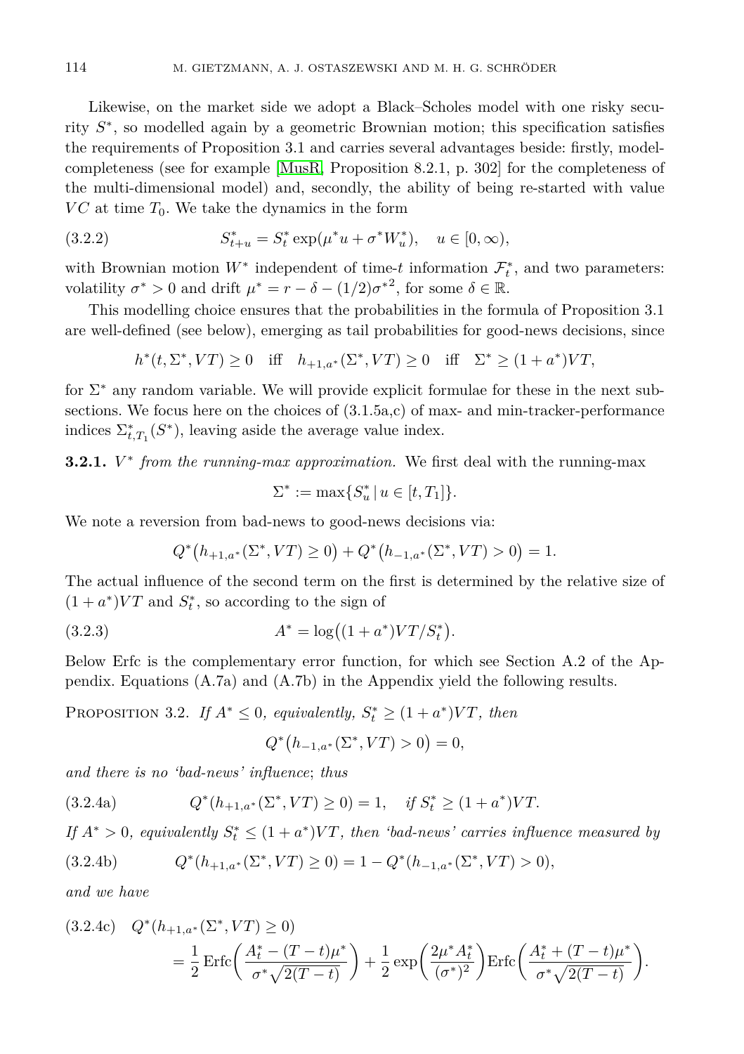Likewise, on the market side we adopt a Black–Scholes model with one risky security $S^*$, so modelled again by a geometric Brownian motion; this specification satisfies the requirements of Proposition 3.1 and carries several advantages beside: firstly, model-completeness (see for example [MusR, Proposition 8.2.1, p. 302] for the completeness of the multi-dimensional model) and, secondly, the ability of being re-started with value $VC$ at time $T_0$. We take the dynamics in the form

$$S^*_{t+u} = S^*_t \exp(\mu^* u + \sigma^* W^*_u), \quad u \in [0,\infty), \tag{3.2.2}$$

with Brownian motion $W^*$ independent of time-$t$ information $\mathcal{F}^*_t$, and two parameters: volatility $\sigma^* > 0$ and drift $\mu^* = r - \delta - (1/2){\sigma^*}^2$, for some $\delta \in \mathbb{R}$.

This modelling choice ensures that the probabilities in the formula of Proposition 3.1 are well-defined (see below), emerging as tail probabilities for good-news decisions, since

$$h^*(t, \Sigma^*, VT) \geq 0 \quad \text{iff} \quad h_{+1,a^*}(\Sigma^*, VT) \geq 0 \quad \text{iff} \quad \Sigma^* \geq (1+a^*)VT,$$

for $\Sigma^*$ any random variable. We will provide explicit formulae for these in the next subsections. We focus here on the choices of (3.1.5a,c) of max- and min-tracker-performance indices $\Sigma^*_{t,T_1}(S^*)$, leaving aside the average value index.

**3.2.1.** *$V^*$ from the running-max approximation.* We first deal with the running-max

$$\Sigma^* := \max\{S^*_u \mid u \in [t, T_1]\}.$$

We note a reversion from bad-news to good-news decisions via:

$$Q^*\big(h_{+1,a^*}(\Sigma^*, VT) \geq 0\big) + Q^*\big(h_{-1,a^*}(\Sigma^*, VT) > 0\big) = 1.$$

The actual influence of the second term on the first is determined by the relative size of $(1+a^*)VT$ and $S^*_t$, so according to the sign of

$$A^* = \log\big((1+a^*)VT/S^*_t\big). \tag{3.2.3}$$

Below Erfc is the complementary error function, for which see Section A.2 of the Appendix. Equations (A.7a) and (A.7b) in the Appendix yield the following results.

Proposition 3.2. *If $A^* \leq 0$, equivalently, $S^*_t \geq (1+a^*)VT$, then*

$$Q^*\big(h_{-1,a^*}(\Sigma^*, VT) > 0\big) = 0,$$

*and there is no 'bad-news' influence; thus*

$$Q^*(h_{+1,a^*}(\Sigma^*, VT) \geq 0) = 1, \quad \text{if } S^*_t \geq (1+a^*)VT. \tag{3.2.4a}$$

*If $A^* > 0$, equivalently $S^*_t \leq (1+a^*)VT$, then 'bad-news' carries influence measured by*

$$Q^*(h_{+1,a^*}(\Sigma^*, VT) \geq 0) = 1 - Q^*(h_{-1,a^*}(\Sigma^*, VT) > 0), \tag{3.2.4b}$$

*and we have*

$$\begin{aligned} &Q^*(h_{+1,a^*}(\Sigma^*, VT) \geq 0) \\ &\quad = \frac{1}{2}\operatorname{Erfc}\left(\frac{A^*_t - (T-t)\mu^*}{\sigma^*\sqrt{2(T-t)}}\right) + \frac{1}{2}\exp\left(\frac{2\mu^* A^*_t}{(\sigma^*)^2}\right)\operatorname{Erfc}\left(\frac{A^*_t + (T-t)\mu^*}{\sigma^*\sqrt{2(T-t)}}\right). \end{aligned} \tag{3.2.4c}$$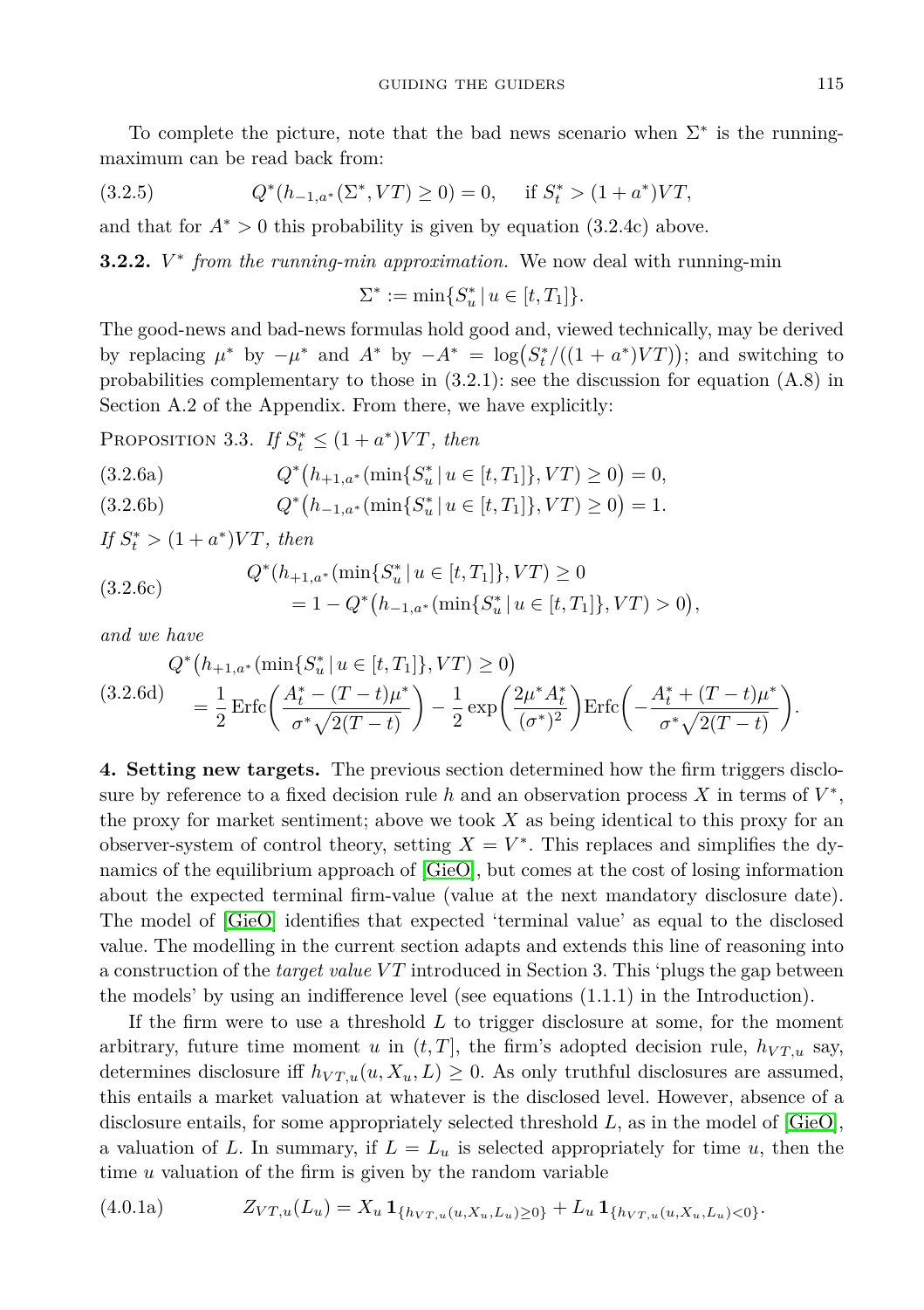To complete the picture, note that the bad news scenario when $\Sigma^*$ is the running-maximum can be read back from:

$$Q^*(h_{-1,a^*}(\Sigma^*, VT) \geq 0) = 0, \quad \text{ if } S^*_t > (1+a^*)VT, \tag{3.2.5}$$

and that for $A^* > 0$ this probability is given by equation (3.2.4c) above.

**3.2.2.** *$V^*$ from the running-min approximation.* We now deal with running-min

$$\Sigma^* := \min\{S^*_u \,|\, u \in [t, T_1]\}.$$

The good-news and bad-news formulas hold good and, viewed technically, may be derived by replacing $\mu^*$ by $-\mu^*$ and $A^*$ by $-A^* = \log\big(S^*_t/((1+a^*)VT)\big)$; and switching to probabilities complementary to those in (3.2.1): see the discussion for equation (A.8) in Section A.2 of the Appendix. From there, we have explicitly:

PROPOSITION 3.3. *If $S^*_t \leq (1+a^*)VT$, then*

$$Q^*\big(h_{+1,a^*}(\min\{S^*_u \,|\, u \in [t, T_1]\}, VT) \geq 0\big) = 0, \tag{3.2.6a}$$

$$Q^*\big(h_{-1,a^*}(\min\{S^*_u \,|\, u \in [t, T_1]\}, VT) \geq 0\big) = 1. \tag{3.2.6b}$$

*If $S^*_t > (1+a^*)VT$, then*

$$\begin{aligned} &Q^*(h_{+1,a^*}(\min\{S^*_u \,|\, u \in [t, T_1]\}, VT) \geq 0 \\ &\qquad = 1 - Q^*\big(h_{-1,a^*}(\min\{S^*_u \,|\, u \in [t, T_1]\}, VT) > 0\big), \end{aligned} \tag{3.2.6c}$$

*and we have*

$$\begin{aligned} &Q^*\big(h_{+1,a^*}(\min\{S^*_u \,|\, u \in [t, T_1]\}, VT) \geq 0\big) \\ &\quad = \frac{1}{2}\,\mathrm{Erfc}\bigg(\frac{A^*_t - (T-t)\mu^*}{\sigma^*\sqrt{2(T-t)}}\bigg) - \frac{1}{2}\exp\bigg(\frac{2\mu^* A^*_t}{(\sigma^*)^2}\bigg)\mathrm{Erfc}\bigg(-\frac{A^*_t + (T-t)\mu^*}{\sigma^*\sqrt{2(T-t)}}\bigg). \end{aligned} \tag{3.2.6d}$$

**4. Setting new targets.** The previous section determined how the firm triggers disclosure by reference to a fixed decision rule $h$ and an observation process $X$ in terms of $V^*$, the proxy for market sentiment; above we took $X$ as being identical to this proxy for an observer-system of control theory, setting $X = V^*$. This replaces and simplifies the dynamics of the equilibrium approach of [GieO], but comes at the cost of losing information about the expected terminal firm-value (value at the next mandatory disclosure date). The model of [GieO] identifies that expected 'terminal value' as equal to the disclosed value. The modelling in the current section adapts and extends this line of reasoning into a construction of the *target value* $VT$ introduced in Section 3. This 'plugs the gap between the models' by using an indifference level (see equations (1.1.1) in the Introduction).

If the firm were to use a threshold $L$ to trigger disclosure at some, for the moment arbitrary, future time moment $u$ in $(t, T]$, the firm's adopted decision rule, $h_{VT,u}$ say, determines disclosure iff $h_{VT,u}(u, X_u, L) \geq 0$. As only truthful disclosures are assumed, this entails a market valuation at whatever is the disclosed level. However, absence of a disclosure entails, for some appropriately selected threshold $L$, as in the model of [GieO], a valuation of $L$. In summary, if $L = L_u$ is selected appropriately for time $u$, then the time $u$ valuation of the firm is given by the random variable

$$Z_{VT,u}(L_u) = X_u\,\mathbf{1}_{\{h_{VT,u}(u,X_u,L_u) \geq 0\}} + L_u\,\mathbf{1}_{\{h_{VT,u}(u,X_u,L_u) < 0\}}. \tag{4.0.1a}$$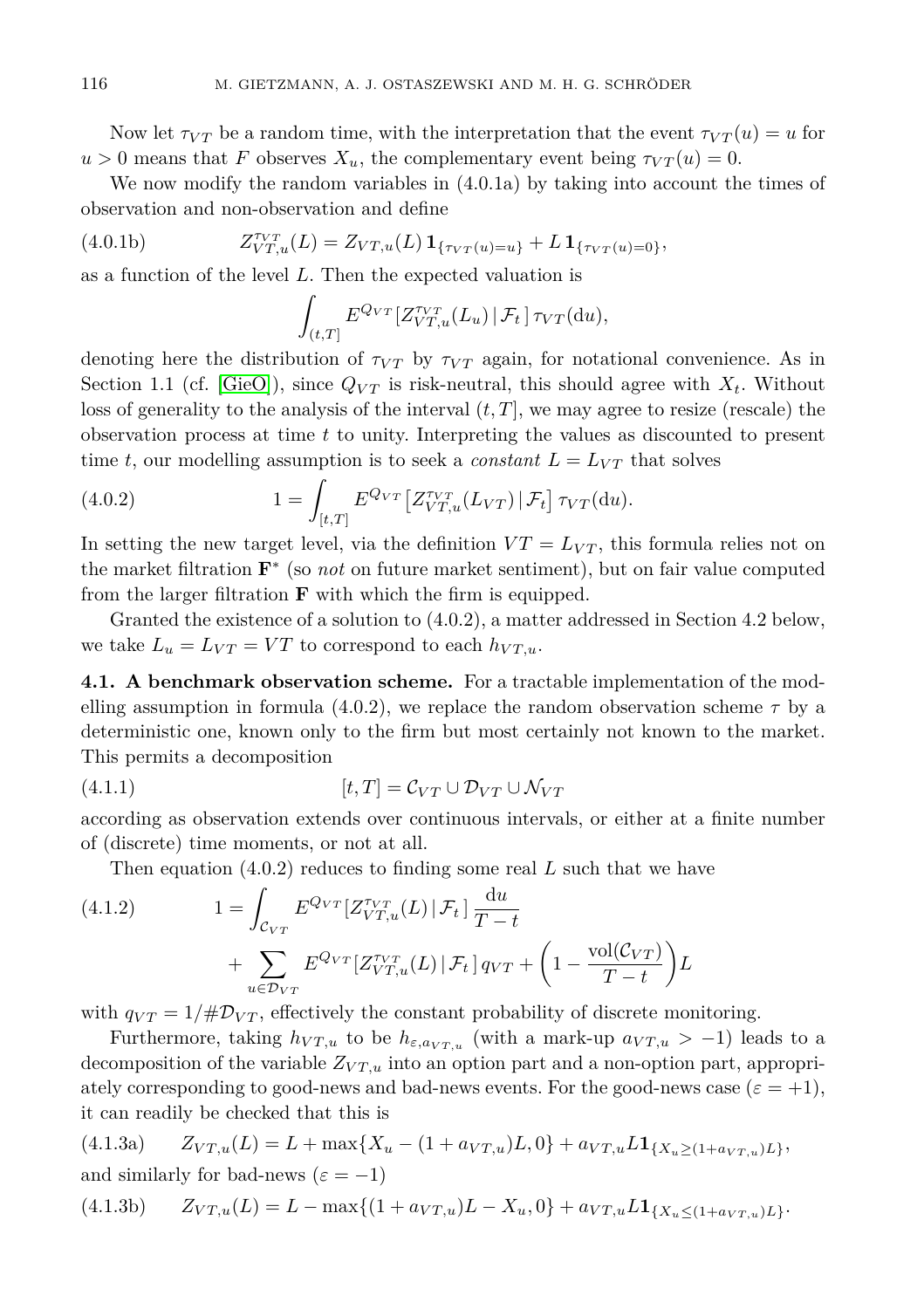Now let $\tau_{VT}$ be a random time, with the interpretation that the event $\tau_{VT}(u) = u$ for $u > 0$ means that $F$ observes $X_u$, the complementary event being $\tau_{VT}(u) = 0$.

We now modify the random variables in (4.0.1a) by taking into account the times of observation and non-observation and define

$$Z^{\tau_{VT}}_{VT,u}(L) = Z_{VT,u}(L)\,\mathbf{1}_{\{\tau_{VT}(u)=u\}} + L\,\mathbf{1}_{\{\tau_{VT}(u)=0\}}, \tag{4.0.1b}$$

as a function of the level $L$. Then the expected valuation is

$$\int_{(t,T]} E^{Q_{VT}}[Z^{\tau_{VT}}_{VT,u}(L_u)\,|\,\mathcal{F}_t]\,\tau_{VT}(\mathrm{d}u),$$

denoting here the distribution of $\tau_{VT}$ by $\tau_{VT}$ again, for notational convenience. As in Section 1.1 (cf. [GieO]), since $Q_{VT}$ is risk-neutral, this should agree with $X_t$. Without loss of generality to the analysis of the interval $(t,T]$, we may agree to resize (rescale) the observation process at time $t$ to unity. Interpreting the values as discounted to present time $t$, our modelling assumption is to seek a *constant* $L = L_{VT}$ that solves

$$1 = \int_{[t,T]} E^{Q_{VT}}\big[Z^{\tau_{VT}}_{VT,u}(L_{VT})\,|\,\mathcal{F}_t\big]\,\tau_{VT}(\mathrm{d}u). \tag{4.0.2}$$

In setting the new target level, via the definition $VT = L_{VT}$, this formula relies not on the market filtration $\mathbf{F}^*$ (so *not* on future market sentiment), but on fair value computed from the larger filtration $\mathbf{F}$ with which the firm is equipped.

Granted the existence of a solution to (4.0.2), a matter addressed in Section 4.2 below, we take $L_u = L_{VT} = VT$ to correspond to each $h_{VT,u}$.

**4.1. A benchmark observation scheme.** For a tractable implementation of the modelling assumption in formula (4.0.2), we replace the random observation scheme $\tau$ by a deterministic one, known only to the firm but most certainly not known to the market. This permits a decomposition

$$[t,T] = \mathcal{C}_{VT} \cup \mathcal{D}_{VT} \cup \mathcal{N}_{VT} \tag{4.1.1}$$

according as observation extends over continuous intervals, or either at a finite number of (discrete) time moments, or not at all.

Then equation (4.0.2) reduces to finding some real $L$ such that we have

$$\begin{aligned} 1 = &\int_{\mathcal{C}_{VT}} E^{Q_{VT}}[Z^{\tau_{VT}}_{VT,u}(L)\,|\,\mathcal{F}_t]\,\frac{\mathrm{d}u}{T-t} \\ &+ \sum_{u\in\mathcal{D}_{VT}} E^{Q_{VT}}[Z^{\tau_{VT}}_{VT,u}(L)\,|\,\mathcal{F}_t]\,q_{VT} + \bigg(1 - \frac{\mathrm{vol}(\mathcal{C}_{VT})}{T-t}\bigg)L \end{aligned} \tag{4.1.2}$$

with $q_{VT} = 1/\#\mathcal{D}_{VT}$, effectively the constant probability of discrete monitoring.

Furthermore, taking $h_{VT,u}$ to be $h_{\varepsilon,a_{VT,u}}$ (with a mark-up $a_{VT,u} > -1$) leads to a decomposition of the variable $Z_{VT,u}$ into an option part and a non-option part, appropriately corresponding to good-news and bad-news events. For the good-news case ($\varepsilon = +1$), it can readily be checked that this is

$$Z_{VT,u}(L) = L + \max\{X_u - (1+a_{VT,u})L, 0\} + a_{VT,u}L\mathbf{1}_{\{X_u \geq (1+a_{VT,u})L\}}, \tag{4.1.3a}$$

and similarly for bad-news ($\varepsilon = -1$)

$$Z_{VT,u}(L) = L - \max\{(1+a_{VT,u})L - X_u, 0\} + a_{VT,u}L\mathbf{1}_{\{X_u \leq (1+a_{VT,u})L\}}. \tag{4.1.3b}$$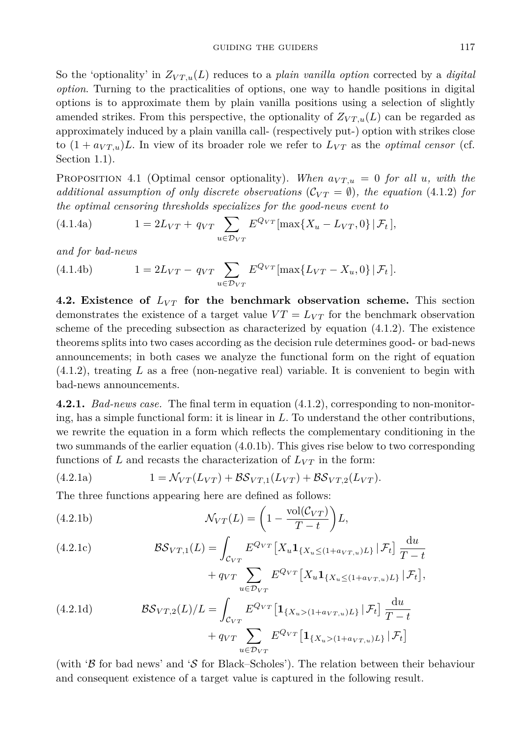So the 'optionality' in $Z_{VT,u}(L)$ reduces to a *plain vanilla option* corrected by a *digital option*. Turning to the practicalities of options, one way to handle positions in digital options is to approximate them by plain vanilla positions using a selection of slightly amended strikes. From this perspective, the optionality of $Z_{VT,u}(L)$ can be regarded as approximately induced by a plain vanilla call- (respectively put-) option with strikes close to $(1 + a_{VT,u})L$. In view of its broader role we refer to $L_{VT}$ as the *optimal censor* (cf. Section 1.1).

PROPOSITION 4.1 (Optimal censor optionality). *When $a_{VT,u} = 0$ for all $u$, with the additional assumption of only discrete observations ($\mathcal{C}_{VT} = \emptyset$), the equation (4.1.2) for the optimal censoring thresholds specializes for the good-news event to*

$$1 = 2L_{VT} + q_{VT} \sum_{u \in \mathcal{D}_{VT}} E^{Q_{VT}}[\max\{X_u - L_{VT}, 0\} \,|\, \mathcal{F}_t], \tag{4.1.4a}$$

*and for bad-news*

$$1 = 2L_{VT} - q_{VT} \sum_{u \in \mathcal{D}_{VT}} E^{Q_{VT}}[\max\{L_{VT} - X_u, 0\} \,|\, \mathcal{F}_t]. \tag{4.1.4b}$$

**4.2. Existence of $L_{VT}$ for the benchmark observation scheme.** This section demonstrates the existence of a target value $VT = L_{VT}$ for the benchmark observation scheme of the preceding subsection as characterized by equation (4.1.2). The existence theorems splits into two cases according as the decision rule determines good- or bad-news announcements; in both cases we analyze the functional form on the right of equation (4.1.2), treating $L$ as a free (non-negative real) variable. It is convenient to begin with bad-news announcements.

**4.2.1.** *Bad-news case.* The final term in equation (4.1.2), corresponding to non-monitoring, has a simple functional form: it is linear in $L$. To understand the other contributions, we rewrite the equation in a form which reflects the complementary conditioning in the two summands of the earlier equation (4.0.1b). This gives rise below to two corresponding functions of $L$ and recasts the characterization of $L_{VT}$ in the form:

$$1 = \mathcal{N}_{VT}(L_{VT}) + \mathcal{BS}_{VT,1}(L_{VT}) + \mathcal{BS}_{VT,2}(L_{VT}). \tag{4.2.1a}$$

The three functions appearing here are defined as follows:

$$\mathcal{N}_{VT}(L) = \left(1 - \frac{\mathrm{vol}(\mathcal{C}_{VT})}{T - t}\right)L, \tag{4.2.1b}$$

$$\begin{aligned}\mathcal{BS}_{VT,1}(L) = &\int_{\mathcal{C}_{VT}} E^{Q_{VT}}\big[X_u \mathbf{1}_{\{X_u \le (1+a_{VT,u})L\}} \,|\, \mathcal{F}_t\big] \frac{\mathrm{d}u}{T - t} \\ &+ q_{VT} \sum_{u \in \mathcal{D}_{VT}} E^{Q_{VT}}\big[X_u \mathbf{1}_{\{X_u \le (1+a_{VT,u})L\}} \,|\, \mathcal{F}_t\big],\end{aligned} \tag{4.2.1c}$$

$$\begin{aligned}\mathcal{BS}_{VT,2}(L)/L = &\int_{\mathcal{C}_{VT}} E^{Q_{VT}}\big[\mathbf{1}_{\{X_u > (1+a_{VT,u})L\}} \,|\, \mathcal{F}_t\big] \frac{\mathrm{d}u}{T - t} \\ &+ q_{VT} \sum_{u \in \mathcal{D}_{VT}} E^{Q_{VT}}\big[\mathbf{1}_{\{X_u > (1+a_{VT,u})L\}} \,|\, \mathcal{F}_t\big]\end{aligned} \tag{4.2.1d}$$

(with '$\mathcal{B}$ for bad news' and '$\mathcal{S}$ for Black–Scholes'). The relation between their behaviour and consequent existence of a target value is captured in the following result.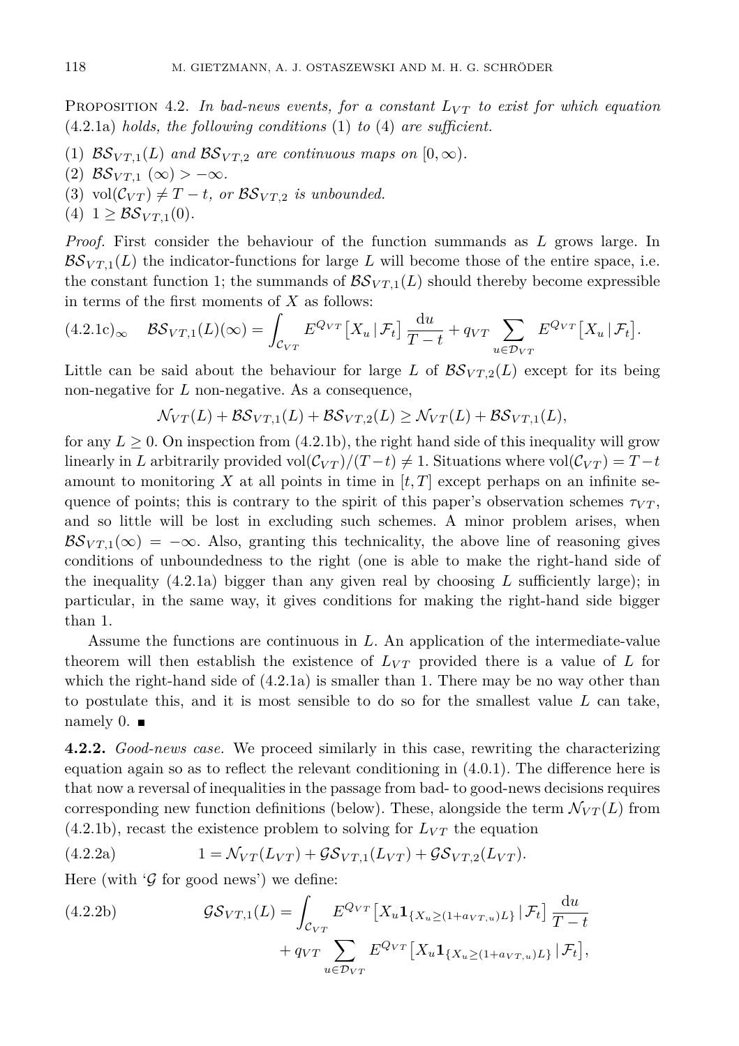Proposition 4.2. *In bad-news events, for a constant $L_{VT}$ to exist for which equation* (4.2.1a) *holds, the following conditions* (1) *to* (4) *are sufficient.*

1. $\mathcal{BS}_{VT,1}(L)$ *and* $\mathcal{BS}_{VT,2}$ *are continuous maps on* $[0,\infty)$.
2. $\mathcal{BS}_{VT,1}\ (\infty) > -\infty$.
3. $\mathrm{vol}(\mathcal{C}_{VT}) \neq T-t$*, or* $\mathcal{BS}_{VT,2}$ *is unbounded.*
4. $1 \geq \mathcal{BS}_{VT,1}(0)$.

*Proof.* First consider the behaviour of the function summands as $L$ grows large. In $\mathcal{BS}_{VT,1}(L)$ the indicator-functions for large $L$ will become those of the entire space, i.e. the constant function 1; the summands of $\mathcal{BS}_{VT,1}(L)$ should thereby become expressible in terms of the first moments of $X$ as follows:

$$(4.2.1\text{c})_\infty \quad \mathcal{BS}_{VT,1}(L)(\infty) = \int_{\mathcal{C}_{VT}} E^{Q_{VT}}\big[X_u \,|\, \mathcal{F}_t\big]\,\frac{\mathrm{d}u}{T-t} + q_{VT}\sum_{u\in\mathcal{D}_{VT}} E^{Q_{VT}}\big[X_u \,|\, \mathcal{F}_t\big].$$

Little can be said about the behaviour for large $L$ of $\mathcal{BS}_{VT,2}(L)$ except for its being non-negative for $L$ non-negative. As a consequence,

$$\mathcal{N}_{VT}(L) + \mathcal{BS}_{VT,1}(L) + \mathcal{BS}_{VT,2}(L) \geq \mathcal{N}_{VT}(L) + \mathcal{BS}_{VT,1}(L),$$

for any $L \geq 0$. On inspection from (4.2.1b), the right hand side of this inequality will grow linearly in $L$ arbitrarily provided $\mathrm{vol}(\mathcal{C}_{VT})/(T-t) \neq 1$. Situations where $\mathrm{vol}(\mathcal{C}_{VT}) = T-t$ amount to monitoring $X$ at all points in time in $[t,T]$ except perhaps on an infinite sequence of points; this is contrary to the spirit of this paper's observation schemes $\tau_{VT}$, and so little will be lost in excluding such schemes. A minor problem arises, when $\mathcal{BS}_{VT,1}(\infty) = -\infty$. Also, granting this technicality, the above line of reasoning gives conditions of unboundedness to the right (one is able to make the right-hand side of the inequality (4.2.1a) bigger than any given real by choosing $L$ sufficiently large); in particular, in the same way, it gives conditions for making the right-hand side bigger than 1.

Assume the functions are continuous in $L$. An application of the intermediate-value theorem will then establish the existence of $L_{VT}$ provided there is a value of $L$ for which the right-hand side of (4.2.1a) is smaller than 1. There may be no way other than to postulate this, and it is most sensible to do so for the smallest value $L$ can take, namely 0. ∎

**4.2.2.** *Good-news case.* We proceed similarly in this case, rewriting the characterizing equation again so as to reflect the relevant conditioning in (4.0.1). The difference here is that now a reversal of inequalities in the passage from bad- to good-news decisions requires corresponding new function definitions (below). These, alongside the term $\mathcal{N}_{VT}(L)$ from (4.2.1b), recast the existence problem to solving for $L_{VT}$ the equation

$$(4.2.2\text{a}) \qquad 1 = \mathcal{N}_{VT}(L_{VT}) + \mathcal{GS}_{VT,1}(L_{VT}) + \mathcal{GS}_{VT,2}(L_{VT}).$$

Here (with '$\mathcal{G}$ for good news') we define:

$$(4.2.2\text{b}) \qquad \mathcal{GS}_{VT,1}(L) = \int_{\mathcal{C}_{VT}} E^{Q_{VT}}\big[X_u \mathbf{1}_{\{X_u \geq (1+a_{VT,u})L\}} \,|\, \mathcal{F}_t\big]\,\frac{\mathrm{d}u}{T-t} + q_{VT}\sum_{u\in\mathcal{D}_{VT}} E^{Q_{VT}}\big[X_u \mathbf{1}_{\{X_u \geq (1+a_{VT,u})L\}} \,|\, \mathcal{F}_t\big],$$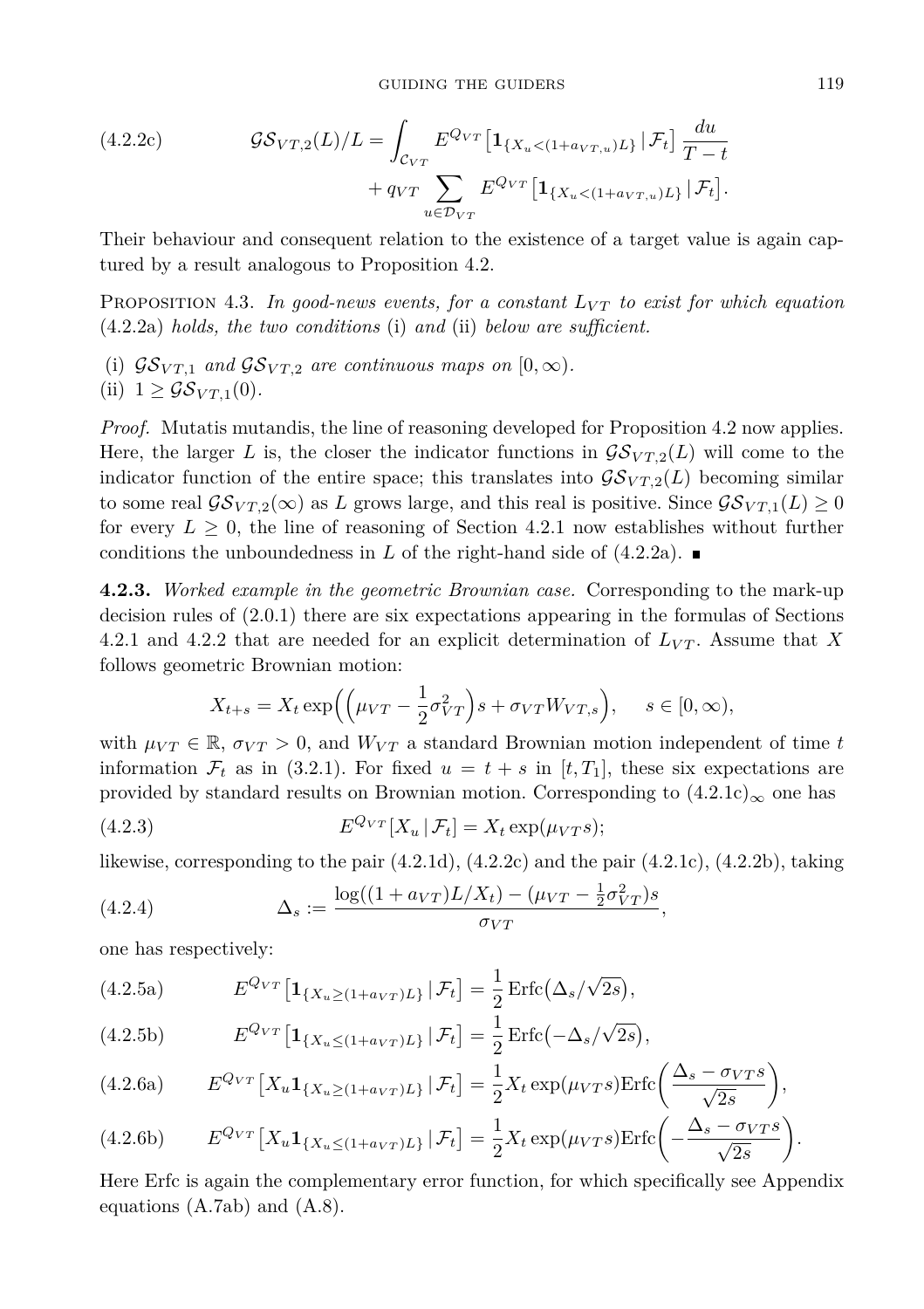$$\mathcal{GS}_{VT,2}(L)/L = \int_{\mathcal{C}_{VT}} E^{Q_{VT}}\big[\mathbf{1}_{\{X_u<(1+a_{VT,u})L\}}\,|\,\mathcal{F}_t\big]\,\frac{du}{T-t} + q_{VT}\sum_{u\in\mathcal{D}_{VT}} E^{Q_{VT}}\big[\mathbf{1}_{\{X_u<(1+a_{VT,u})L\}}\,|\,\mathcal{F}_t\big]. \tag{4.2.2c}$$

Their behaviour and consequent relation to the existence of a target value is again captured by a result analogous to Proposition 4.2.

PROPOSITION 4.3. *In good-news events, for a constant $L_{VT}$ to exist for which equation* (4.2.2a) *holds, the two conditions* (i) *and* (ii) *below are sufficient.*

(i) *$\mathcal{GS}_{VT,1}$ and $\mathcal{GS}_{VT,2}$ are continuous maps on $[0,\infty)$.*
(ii) *$1 \geq \mathcal{GS}_{VT,1}(0)$.*

*Proof.* Mutatis mutandis, the line of reasoning developed for Proposition 4.2 now applies. Here, the larger $L$ is, the closer the indicator functions in $\mathcal{GS}_{VT,2}(L)$ will come to the indicator function of the entire space; this translates into $\mathcal{GS}_{VT,2}(L)$ becoming similar to some real $\mathcal{GS}_{VT,2}(\infty)$ as $L$ grows large, and this real is positive. Since $\mathcal{GS}_{VT,1}(L) \geq 0$ for every $L \geq 0$, the line of reasoning of Section 4.2.1 now establishes without further conditions the unboundedness in $L$ of the right-hand side of (4.2.2a). ■

**4.2.3.** *Worked example in the geometric Brownian case.* Corresponding to the mark-up decision rules of (2.0.1) there are six expectations appearing in the formulas of Sections 4.2.1 and 4.2.2 that are needed for an explicit determination of $L_{VT}$. Assume that $X$ follows geometric Brownian motion:

$$X_{t+s} = X_t \exp\Big(\Big(\mu_{VT} - \frac{1}{2}\sigma_{VT}^2\Big)s + \sigma_{VT}W_{VT,s}\Big), \qquad s\in[0,\infty),$$

with $\mu_{VT}\in\mathbb{R}$, $\sigma_{VT}>0$, and $W_{VT}$ a standard Brownian motion independent of time $t$ information $\mathcal{F}_t$ as in (3.2.1). For fixed $u = t+s$ in $[t, T_1]$, these six expectations are provided by standard results on Brownian motion. Corresponding to $(4.2.1\text{c})_\infty$ one has

$$E^{Q_{VT}}[X_u\,|\,\mathcal{F}_t] = X_t\exp(\mu_{VT}s); \tag{4.2.3}$$

likewise, corresponding to the pair (4.2.1d), (4.2.2c) and the pair (4.2.1c), (4.2.2b), taking

$$\Delta_s := \frac{\log((1+a_{VT})L/X_t) - (\mu_{VT}-\frac{1}{2}\sigma_{VT}^2)s}{\sigma_{VT}}, \tag{4.2.4}$$

one has respectively:

$$E^{Q_{VT}}\big[\mathbf{1}_{\{X_u\geq(1+a_{VT})L\}}\,|\,\mathcal{F}_t\big] = \frac{1}{2}\operatorname{Erfc}\big(\Delta_s/\sqrt{2s}\big), \tag{4.2.5a}$$

$$E^{Q_{VT}}\big[\mathbf{1}_{\{X_u\leq(1+a_{VT})L\}}\,|\,\mathcal{F}_t\big] = \frac{1}{2}\operatorname{Erfc}\big(-\Delta_s/\sqrt{2s}\big), \tag{4.2.5b}$$

$$E^{Q_{VT}}\big[X_u\mathbf{1}_{\{X_u\geq(1+a_{VT})L\}}\,|\,\mathcal{F}_t\big] = \frac{1}{2}X_t\exp(\mu_{VT}s)\operatorname{Erfc}\Big(\frac{\Delta_s-\sigma_{VT}s}{\sqrt{2s}}\Big), \tag{4.2.6a}$$

$$E^{Q_{VT}}\big[X_u\mathbf{1}_{\{X_u\leq(1+a_{VT})L\}}\,|\,\mathcal{F}_t\big] = \frac{1}{2}X_t\exp(\mu_{VT}s)\operatorname{Erfc}\Big(-\frac{\Delta_s-\sigma_{VT}s}{\sqrt{2s}}\Big). \tag{4.2.6b}$$

Here Erfc is again the complementary error function, for which specifically see Appendix equations (A.7ab) and (A.8).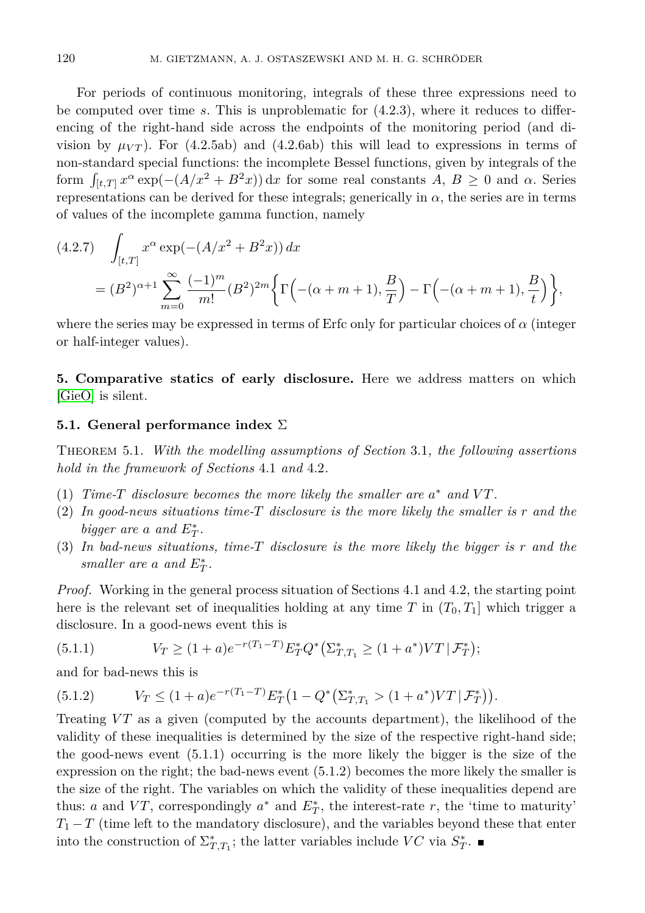For periods of continuous monitoring, integrals of these three expressions need to be computed over time $s$. This is unproblematic for (4.2.3), where it reduces to differencing of the right-hand side across the endpoints of the monitoring period (and division by $\mu_{VT}$). For (4.2.5ab) and (4.2.6ab) this will lead to expressions in terms of non-standard special functions: the incomplete Bessel functions, given by integrals of the form $\int_{[t,T]} x^{\alpha} \exp(-(A/x^2 + B^2 x))\,dx$ for some real constants $A$, $B \geq 0$ and $\alpha$. Series representations can be derived for these integrals; generically in $\alpha$, the series are in terms of values of the incomplete gamma function, namely

$$
\begin{aligned}
(4.2.7)\quad & \int_{[t,T]} x^{\alpha} \exp(-(A/x^2 + B^2 x))\,dx \\
&= (B^2)^{\alpha+1} \sum_{m=0}^{\infty} \frac{(-1)^m}{m!} (B^2)^{2m} \left\{ \Gamma\Big(-(\alpha+m+1), \frac{B}{T}\Big) - \Gamma\Big(-(\alpha+m+1), \frac{B}{t}\Big) \right\},
\end{aligned}
$$

where the series may be expressed in terms of Erfc only for particular choices of $\alpha$ (integer or half-integer values).

## 5. Comparative statics of early disclosure.

Here we address matters on which [GieO] is silent.

### 5.1. General performance index $\Sigma$

THEOREM 5.1. *With the modelling assumptions of Section 3.1, the following assertions hold in the framework of Sections 4.1 and 4.2.*

1. *Time-$T$ disclosure becomes the more likely the smaller are $a^*$ and $VT$.*
2. *In good-news situations time-$T$ disclosure is the more likely the smaller is $r$ and the bigger are $a$ and $E^*_T$.*
3. *In bad-news situations, time-$T$ disclosure is the more likely the bigger is $r$ and the smaller are $a$ and $E^*_T$.*

*Proof.* Working in the general process situation of Sections 4.1 and 4.2, the starting point here is the relevant set of inequalities holding at any time $T$ in $(T_0, T_1]$ which trigger a disclosure. In a good-news event this is

$$
(5.1.1)\qquad V_T \geq (1+a)e^{-r(T_1-T)} E^*_T Q^*\big(\Sigma^*_{T,T_1} \geq (1+a^*)VT \,|\, \mathcal{F}^*_T\big);
$$

and for bad-news this is

$$
(5.1.2)\qquad V_T \leq (1+a)e^{-r(T_1-T)} E^*_T \big(1 - Q^*\big(\Sigma^*_{T,T_1} > (1+a^*)VT \,|\, \mathcal{F}^*_T\big)\big).
$$

Treating $VT$ as a given (computed by the accounts department), the likelihood of the validity of these inequalities is determined by the size of the respective right-hand side; the good-news event (5.1.1) occurring is the more likely the bigger is the size of the expression on the right; the bad-news event (5.1.2) becomes the more likely the smaller is the size of the right. The variables on which the validity of these inequalities depend are thus: $a$ and $VT$, correspondingly $a^*$ and $E^*_T$, the interest-rate $r$, the 'time to maturity' $T_1 - T$ (time left to the mandatory disclosure), and the variables beyond these that enter into the construction of $\Sigma^*_{T,T_1}$; the latter variables include $VC$ via $S^*_T$. ∎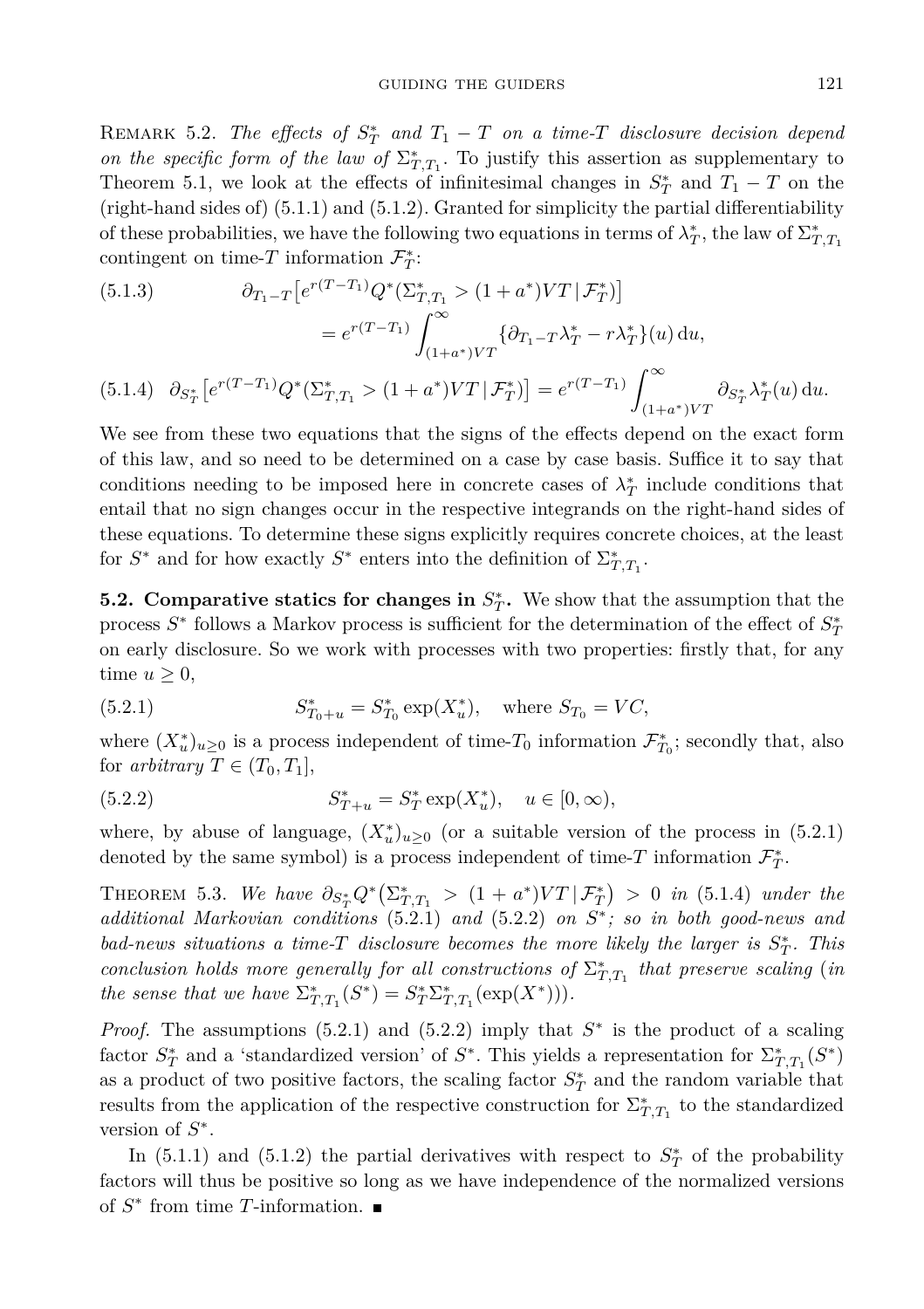Remark 5.2. *The effects of $S^*_T$ and $T_1 - T$ on a time-$T$ disclosure decision depend on the specific form of the law of $\Sigma^*_{T,T_1}$.* To justify this assertion as supplementary to Theorem 5.1, we look at the effects of infinitesimal changes in $S^*_T$ and $T_1 - T$ on the (right-hand sides of) (5.1.1) and (5.1.2). Granted for simplicity the partial differentiability of these probabilities, we have the following two equations in terms of $\lambda^*_T$, the law of $\Sigma^*_{T,T_1}$ contingent on time-$T$ information $\mathcal{F}^*_T$:

$$\partial_{T_1-T}\big[e^{r(T-T_1)}Q^*(\Sigma^*_{T,T_1} > (1+a^*)VT \,|\, \mathcal{F}^*_T)\big] = e^{r(T-T_1)}\int_{(1+a^*)VT}^{\infty}\{\partial_{T_1-T}\lambda^*_T - r\lambda^*_T\}(u)\,\mathrm{d}u, \tag{5.1.3}$$

$$\partial_{S^*_T}\big[e^{r(T-T_1)}Q^*(\Sigma^*_{T,T_1} > (1+a^*)VT \,|\, \mathcal{F}^*_T)\big] = e^{r(T-T_1)}\int_{(1+a^*)VT}^{\infty}\partial_{S^*_T}\lambda^*_T(u)\,\mathrm{d}u. \tag{5.1.4}$$

We see from these two equations that the signs of the effects depend on the exact form of this law, and so need to be determined on a case by case basis. Suffice it to say that conditions needing to be imposed here in concrete cases of $\lambda^*_T$ include conditions that entail that no sign changes occur in the respective integrands on the right-hand sides of these equations. To determine these signs explicitly requires concrete choices, at the least for $S^*$ and for how exactly $S^*$ enters into the definition of $\Sigma^*_{T,T_1}$.

**5.2. Comparative statics for changes in $S^*_T$.** We show that the assumption that the process $S^*$ follows a Markov process is sufficient for the determination of the effect of $S^*_T$ on early disclosure. So we work with processes with two properties: firstly that, for any time $u \geq 0$,

$$S^*_{T_0+u} = S^*_{T_0}\exp(X^*_u), \quad \text{where } S_{T_0} = VC, \tag{5.2.1}$$

where $(X^*_u)_{u\geq 0}$ is a process independent of time-$T_0$ information $\mathcal{F}^*_{T_0}$; secondly that, also for *arbitrary* $T \in (T_0, T_1]$,

$$S^*_{T+u} = S^*_T\exp(X^*_u), \quad u \in [0,\infty), \tag{5.2.2}$$

where, by abuse of language, $(X^*_u)_{u\geq 0}$ (or a suitable version of the process in (5.2.1) denoted by the same symbol) is a process independent of time-$T$ information $\mathcal{F}^*_T$.

Theorem 5.3. *We have $\partial_{S^*_T}Q^*\big(\Sigma^*_{T,T_1} > (1+a^*)VT \,|\, \mathcal{F}^*_T\big) > 0$ in* (5.1.4) *under the additional Markovian conditions* (5.2.1) *and* (5.2.2) *on $S^*$; so in both good-news and bad-news situations a time-$T$ disclosure becomes the more likely the larger is $S^*_T$. This conclusion holds more generally for all constructions of $\Sigma^*_{T,T_1}$ that preserve scaling* (*in the sense that we have $\Sigma^*_{T,T_1}(S^*) = S^*_T\Sigma^*_{T,T_1}(\exp(X^*))$*).

*Proof.* The assumptions (5.2.1) and (5.2.2) imply that $S^*$ is the product of a scaling factor $S^*_T$ and a 'standardized version' of $S^*$. This yields a representation for $\Sigma^*_{T,T_1}(S^*)$ as a product of two positive factors, the scaling factor $S^*_T$ and the random variable that results from the application of the respective construction for $\Sigma^*_{T,T_1}$ to the standardized version of $S^*$.

In (5.1.1) and (5.1.2) the partial derivatives with respect to $S^*_T$ of the probability factors will thus be positive so long as we have independence of the normalized versions of $S^*$ from time $T$-information. ∎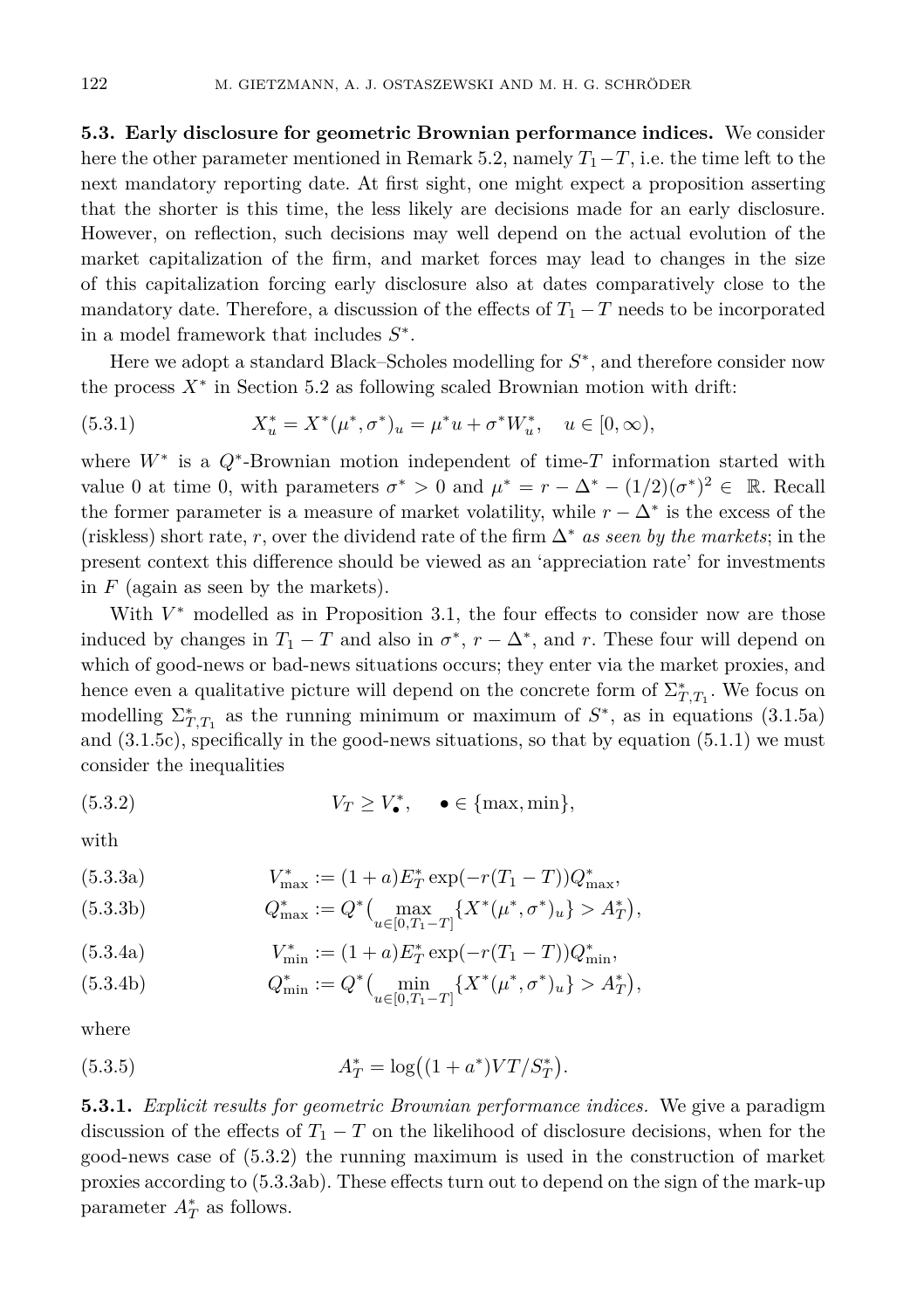**5.3. Early disclosure for geometric Brownian performance indices.** We consider here the other parameter mentioned in Remark 5.2, namely $T_1 - T$, i.e. the time left to the next mandatory reporting date. At first sight, one might expect a proposition asserting that the shorter is this time, the less likely are decisions made for an early disclosure. However, on reflection, such decisions may well depend on the actual evolution of the market capitalization of the firm, and market forces may lead to changes in the size of this capitalization forcing early disclosure also at dates comparatively close to the mandatory date. Therefore, a discussion of the effects of $T_1 - T$ needs to be incorporated in a model framework that includes $S^*$.

Here we adopt a standard Black–Scholes modelling for $S^*$, and therefore consider now the process $X^*$ in Section 5.2 as following scaled Brownian motion with drift:

$$X^*_u = X^*(\mu^*, \sigma^*)_u = \mu^* u + \sigma^* W^*_u, \quad u \in [0, \infty), \tag{5.3.1}$$

where $W^*$ is a $Q^*$-Brownian motion independent of time-$T$ information started with value 0 at time 0, with parameters $\sigma^* > 0$ and $\mu^* = r - \Delta^* - (1/2)(\sigma^*)^2 \in \mathbb{R}$. Recall the former parameter is a measure of market volatility, while $r - \Delta^*$ is the excess of the (riskless) short rate, $r$, over the dividend rate of the firm $\Delta^*$ *as seen by the markets*; in the present context this difference should be viewed as an 'appreciation rate' for investments in $F$ (again as seen by the markets).

With $V^*$ modelled as in Proposition 3.1, the four effects to consider now are those induced by changes in $T_1 - T$ and also in $\sigma^*$, $r - \Delta^*$, and $r$. These four will depend on which of good-news or bad-news situations occurs; they enter via the market proxies, and hence even a qualitative picture will depend on the concrete form of $\Sigma^*_{T,T_1}$. We focus on modelling $\Sigma^*_{T,T_1}$ as the running minimum or maximum of $S^*$, as in equations (3.1.5a) and (3.1.5c), specifically in the good-news situations, so that by equation (5.1.1) we must consider the inequalities

$$V_T \geq V^*_\bullet, \quad \bullet \in \{\max, \min\}, \tag{5.3.2}$$

with

$$V^*_{\max} := (1 + a) E^*_T \exp(-r(T_1 - T)) Q^*_{\max}, \tag{5.3.3a}$$

$$Q^*_{\max} := Q^*\big(\max_{u \in [0, T_1 - T]} \{X^*(\mu^*, \sigma^*)_u\} > A^*_T\big), \tag{5.3.3b}$$

$$V^*_{\min} := (1 + a) E^*_T \exp(-r(T_1 - T)) Q^*_{\min}, \tag{5.3.4a}$$

$$Q^*_{\min} := Q^*\big(\min_{u \in [0, T_1 - T]} \{X^*(\mu^*, \sigma^*)_u\} > A^*_T\big), \tag{5.3.4b}$$

where

$$A^*_T = \log\big((1 + a^*) VT / S^*_T\big). \tag{5.3.5}$$

**5.3.1.** *Explicit results for geometric Brownian performance indices.* We give a paradigm discussion of the effects of $T_1 - T$ on the likelihood of disclosure decisions, when for the good-news case of (5.3.2) the running maximum is used in the construction of market proxies according to (5.3.3ab). These effects turn out to depend on the sign of the mark-up parameter $A^*_T$ as follows.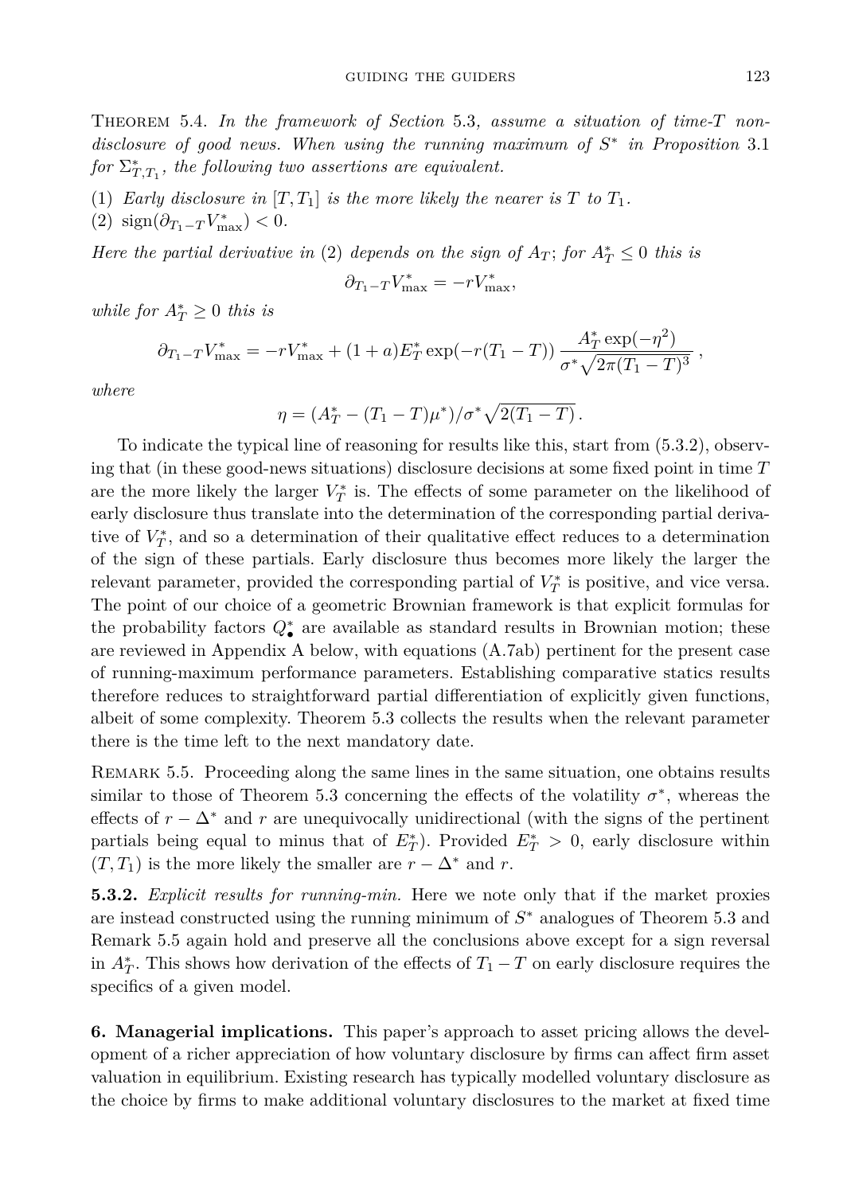Theorem 5.4. *In the framework of Section* 5.3*, assume a situation of time-$T$ non-disclosure of good news. When using the running maximum of $S^*$ in Proposition* 3.1 *for $\Sigma^*_{T,T_1}$, the following two assertions are equivalent.*

(1) *Early disclosure in $[T, T_1]$ is the more likely the nearer is $T$ to $T_1$.*
(2) $\operatorname{sign}(\partial_{T_1 - T} V^*_{\max}) < 0$.

*Here the partial derivative in* (2) *depends on the sign of $A_T$; for $A^*_T \leq 0$ this is*

$$\partial_{T_1 - T} V^*_{\max} = -r V^*_{\max},$$

*while for $A^*_T \geq 0$ this is*

$$\partial_{T_1 - T} V^*_{\max} = -r V^*_{\max} + (1 + a) E^*_T \exp(-r(T_1 - T)) \, \frac{A^*_T \exp(-\eta^2)}{\sigma^* \sqrt{2\pi (T_1 - T)^3}} \, ,$$

*where*

$$\eta = (A^*_T - (T_1 - T)\mu^*)/\sigma^* \sqrt{2(T_1 - T)} \, .$$

To indicate the typical line of reasoning for results like this, start from (5.3.2), observing that (in these good-news situations) disclosure decisions at some fixed point in time $T$ are the more likely the larger $V^*_T$ is. The effects of some parameter on the likelihood of early disclosure thus translate into the determination of the corresponding partial derivative of $V^*_T$, and so a determination of their qualitative effect reduces to a determination of the sign of these partials. Early disclosure thus becomes more likely the larger the relevant parameter, provided the corresponding partial of $V^*_T$ is positive, and vice versa. The point of our choice of a geometric Brownian framework is that explicit formulas for the probability factors $Q^*_\bullet$ are available as standard results in Brownian motion; these are reviewed in Appendix A below, with equations (A.7ab) pertinent for the present case of running-maximum performance parameters. Establishing comparative statics results therefore reduces to straightforward partial differentiation of explicitly given functions, albeit of some complexity. Theorem 5.3 collects the results when the relevant parameter there is the time left to the next mandatory date.

Remark 5.5. Proceeding along the same lines in the same situation, one obtains results similar to those of Theorem 5.3 concerning the effects of the volatility $\sigma^*$, whereas the effects of $r - \Delta^*$ and $r$ are unequivocally unidirectional (with the signs of the pertinent partials being equal to minus that of $E^*_T$). Provided $E^*_T > 0$, early disclosure within $(T, T_1)$ is the more likely the smaller are $r - \Delta^*$ and $r$.

**5.3.2.** *Explicit results for running-min.* Here we note only that if the market proxies are instead constructed using the running minimum of $S^*$ analogues of Theorem 5.3 and Remark 5.5 again hold and preserve all the conclusions above except for a sign reversal in $A^*_T$. This shows how derivation of the effects of $T_1 - T$ on early disclosure requires the specifics of a given model.

**6. Managerial implications.** This paper's approach to asset pricing allows the development of a richer appreciation of how voluntary disclosure by firms can affect firm asset valuation in equilibrium. Existing research has typically modelled voluntary disclosure as the choice by firms to make additional voluntary disclosures to the market at fixed time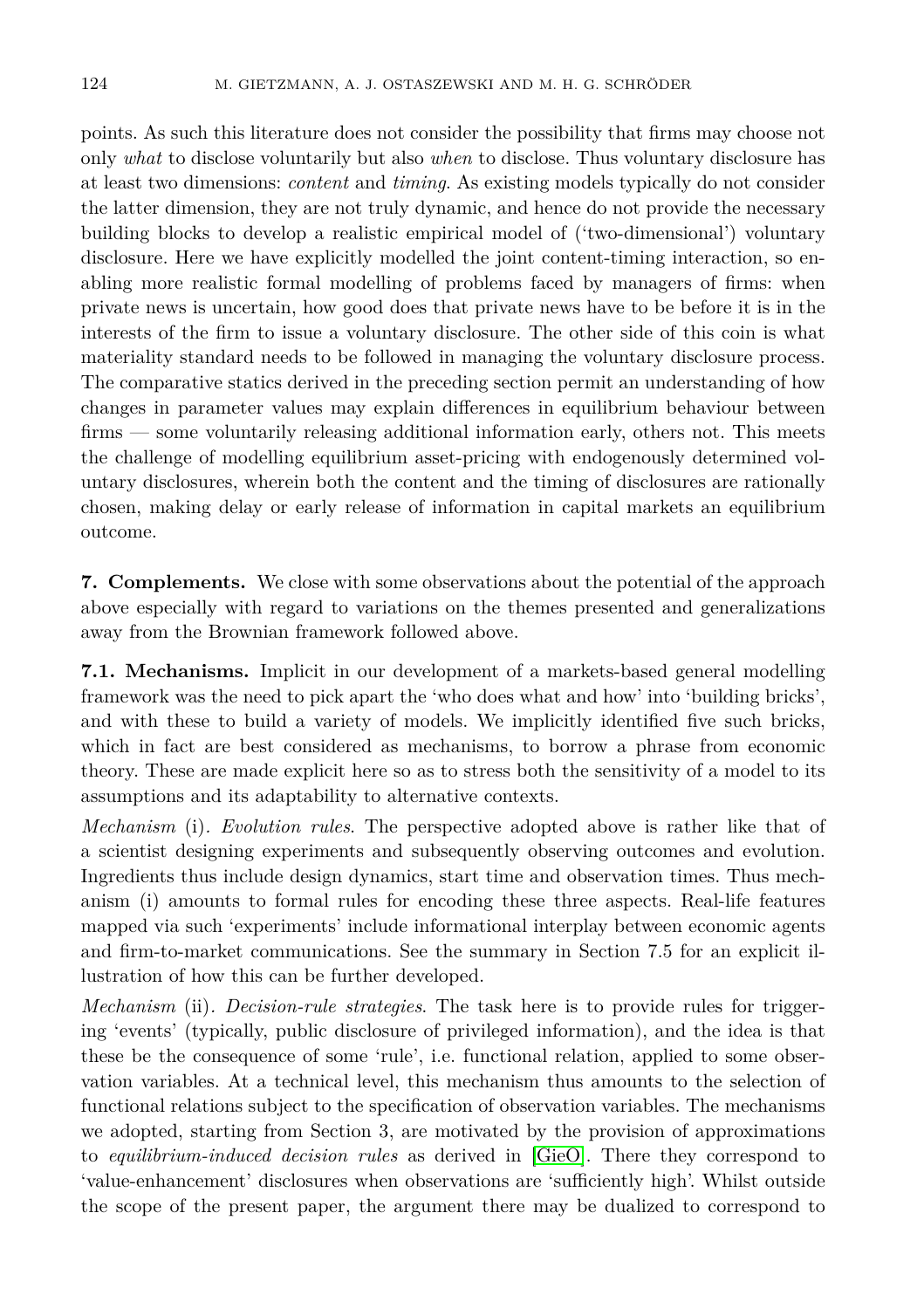points. As such this literature does not consider the possibility that firms may choose not only *what* to disclose voluntarily but also *when* to disclose. Thus voluntary disclosure has at least two dimensions: *content* and *timing*. As existing models typically do not consider the latter dimension, they are not truly dynamic, and hence do not provide the necessary building blocks to develop a realistic empirical model of ('two-dimensional') voluntary disclosure. Here we have explicitly modelled the joint content-timing interaction, so enabling more realistic formal modelling of problems faced by managers of firms: when private news is uncertain, how good does that private news have to be before it is in the interests of the firm to issue a voluntary disclosure. The other side of this coin is what materiality standard needs to be followed in managing the voluntary disclosure process. The comparative statics derived in the preceding section permit an understanding of how changes in parameter values may explain differences in equilibrium behaviour between firms — some voluntarily releasing additional information early, others not. This meets the challenge of modelling equilibrium asset-pricing with endogenously determined voluntary disclosures, wherein both the content and the timing of disclosures are rationally chosen, making delay or early release of information in capital markets an equilibrium outcome.

**7. Complements.** We close with some observations about the potential of the approach above especially with regard to variations on the themes presented and generalizations away from the Brownian framework followed above.

**7.1. Mechanisms.** Implicit in our development of a markets-based general modelling framework was the need to pick apart the 'who does what and how' into 'building bricks', and with these to build a variety of models. We implicitly identified five such bricks, which in fact are best considered as mechanisms, to borrow a phrase from economic theory. These are made explicit here so as to stress both the sensitivity of a model to its assumptions and its adaptability to alternative contexts.

*Mechanism* (i). *Evolution rules*. The perspective adopted above is rather like that of a scientist designing experiments and subsequently observing outcomes and evolution. Ingredients thus include design dynamics, start time and observation times. Thus mechanism (i) amounts to formal rules for encoding these three aspects. Real-life features mapped via such 'experiments' include informational interplay between economic agents and firm-to-market communications. See the summary in Section 7.5 for an explicit illustration of how this can be further developed.

*Mechanism* (ii). *Decision-rule strategies*. The task here is to provide rules for triggering 'events' (typically, public disclosure of privileged information), and the idea is that these be the consequence of some 'rule', i.e. functional relation, applied to some observation variables. At a technical level, this mechanism thus amounts to the selection of functional relations subject to the specification of observation variables. The mechanisms we adopted, starting from Section 3, are motivated by the provision of approximations to *equilibrium-induced decision rules* as derived in [GieO]. There they correspond to 'value-enhancement' disclosures when observations are 'sufficiently high'. Whilst outside the scope of the present paper, the argument there may be dualized to correspond to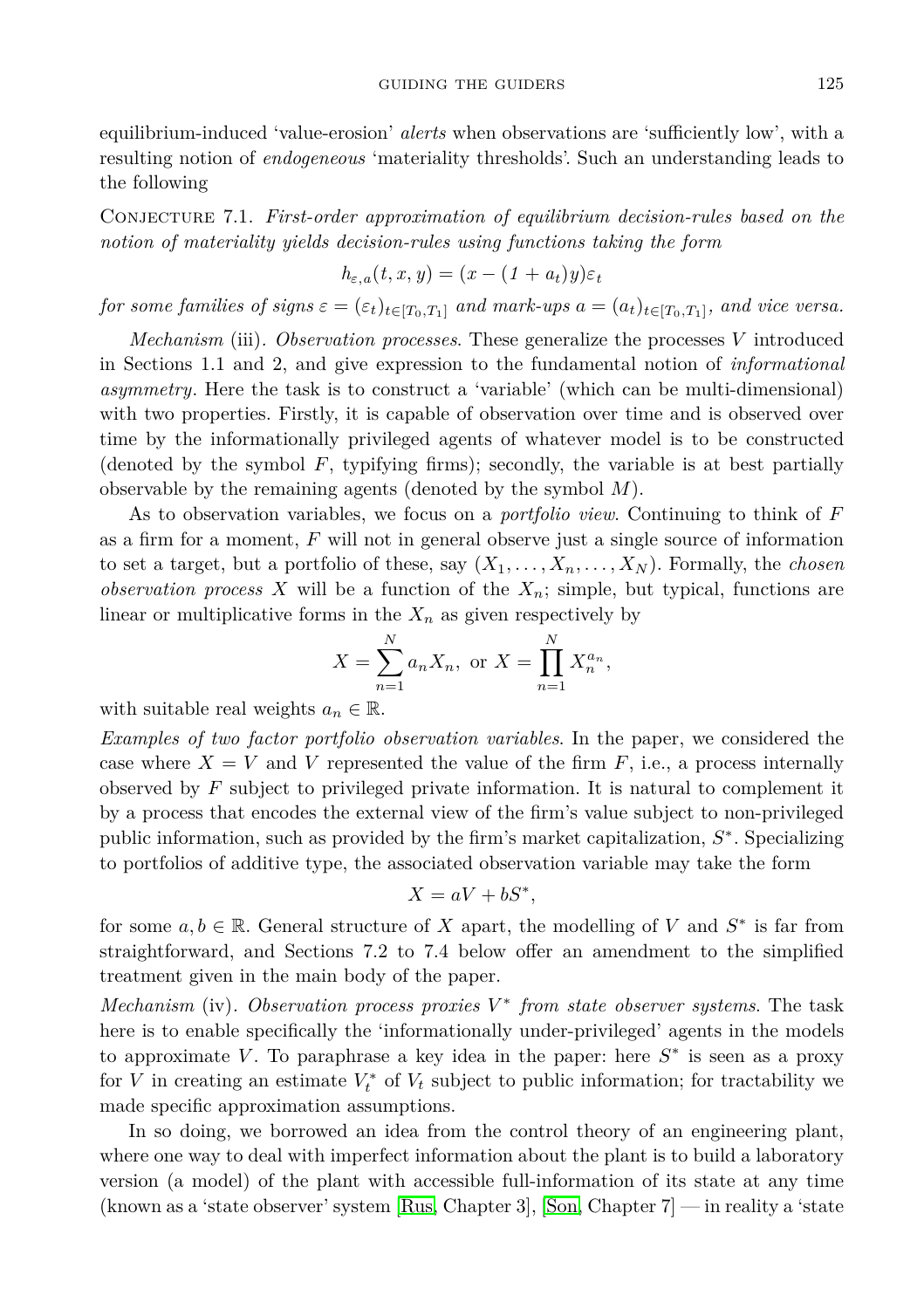equilibrium-induced 'value-erosion' *alerts* when observations are 'sufficiently low', with a resulting notion of *endogeneous* 'materiality thresholds'. Such an understanding leads to the following

Conjecture 7.1. *First-order approximation of equilibrium decision-rules based on the notion of materiality yields decision-rules using functions taking the form*

$$h_{\varepsilon,a}(t,x,y) = (x - (1 + a_t)y)\varepsilon_t$$

*for some families of signs* $\varepsilon = (\varepsilon_t)_{t\in[T_0,T_1]}$ *and mark-ups* $a = (a_t)_{t\in[T_0,T_1]}$, *and vice versa.*

*Mechanism* (iii). *Observation processes.* These generalize the processes $V$ introduced in Sections 1.1 and 2, and give expression to the fundamental notion of *informational asymmetry*. Here the task is to construct a 'variable' (which can be multi-dimensional) with two properties. Firstly, it is capable of observation over time and is observed over time by the informationally privileged agents of whatever model is to be constructed (denoted by the symbol $F$, typifying firms); secondly, the variable is at best partially observable by the remaining agents (denoted by the symbol $M$).

As to observation variables, we focus on a *portfolio view*. Continuing to think of $F$ as a firm for a moment, $F$ will not in general observe just a single source of information to set a target, but a portfolio of these, say $(X_1, \ldots, X_n, \ldots, X_N)$. Formally, the *chosen observation process* $X$ will be a function of the $X_n$; simple, but typical, functions are linear or multiplicative forms in the $X_n$ as given respectively by

$$X = \sum_{n=1}^{N} a_n X_n, \text{ or } X = \prod_{n=1}^{N} X_n^{a_n},$$

with suitable real weights $a_n \in \mathbb{R}$.

*Examples of two factor portfolio observation variables.* In the paper, we considered the case where $X = V$ and $V$ represented the value of the firm $F$, i.e., a process internally observed by $F$ subject to privileged private information. It is natural to complement it by a process that encodes the external view of the firm's value subject to non-privileged public information, such as provided by the firm's market capitalization, $S^*$. Specializing to portfolios of additive type, the associated observation variable may take the form

$$X = aV + bS^*,$$

for some $a, b \in \mathbb{R}$. General structure of $X$ apart, the modelling of $V$ and $S^*$ is far from straightforward, and Sections 7.2 to 7.4 below offer an amendment to the simplified treatment given in the main body of the paper.

*Mechanism* (iv). *Observation process proxies* $V^*$ *from state observer systems.* The task here is to enable specifically the 'informationally under-privileged' agents in the models to approximate $V$. To paraphrase a key idea in the paper: here $S^*$ is seen as a proxy for $V$ in creating an estimate $V_t^*$ of $V_t$ subject to public information; for tractability we made specific approximation assumptions.

In so doing, we borrowed an idea from the control theory of an engineering plant, where one way to deal with imperfect information about the plant is to build a laboratory version (a model) of the plant with accessible full-information of its state at any time (known as a 'state observer' system [Rus, Chapter 3], [Son, Chapter 7] — in reality a 'state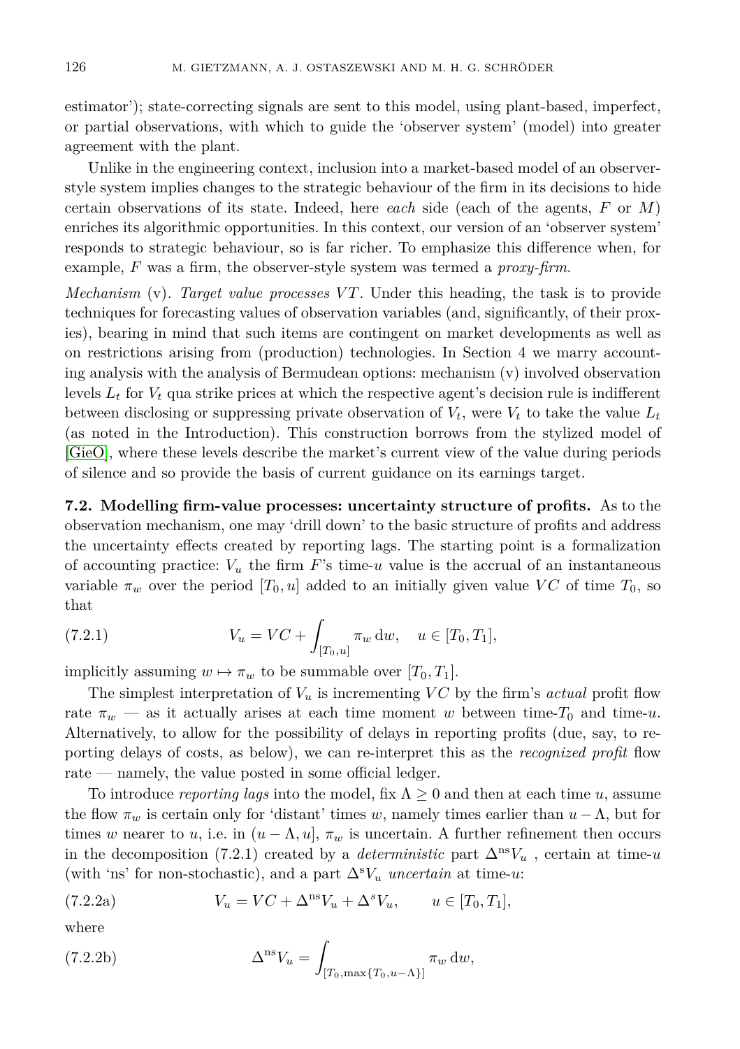estimator'); state-correcting signals are sent to this model, using plant-based, imperfect, or partial observations, with which to guide the 'observer system' (model) into greater agreement with the plant.

Unlike in the engineering context, inclusion into a market-based model of an observer-style system implies changes to the strategic behaviour of the firm in its decisions to hide certain observations of its state. Indeed, here *each* side (each of the agents, $F$ or $M$) enriches its algorithmic opportunities. In this context, our version of an 'observer system' responds to strategic behaviour, so is far richer. To emphasize this difference when, for example, $F$ was a firm, the observer-style system was termed a *proxy-firm*.

*Mechanism* (v). *Target value processes* $VT$. Under this heading, the task is to provide techniques for forecasting values of observation variables (and, significantly, of their proxies), bearing in mind that such items are contingent on market developments as well as on restrictions arising from (production) technologies. In Section 4 we marry accounting analysis with the analysis of Bermudean options: mechanism (v) involved observation levels $L_t$ for $V_t$ qua strike prices at which the respective agent's decision rule is indifferent between disclosing or suppressing private observation of $V_t$, were $V_t$ to take the value $L_t$ (as noted in the Introduction). This construction borrows from the stylized model of [GieO], where these levels describe the market's current view of the value during periods of silence and so provide the basis of current guidance on its earnings target.

**7.2. Modelling firm-value processes: uncertainty structure of profits.** As to the observation mechanism, one may 'drill down' to the basic structure of profits and address the uncertainty effects created by reporting lags. The starting point is a formalization of accounting practice: $V_u$ the firm $F$'s time-$u$ value is the accrual of an instantaneous variable $\pi_w$ over the period $[T_0, u]$ added to an initially given value $VC$ of time $T_0$, so that

$$V_u = VC + \int_{[T_0,u]} \pi_w \,\mathrm{d}w, \quad u \in [T_0, T_1], \tag{7.2.1}$$

implicitly assuming $w \mapsto \pi_w$ to be summable over $[T_0, T_1]$.

The simplest interpretation of $V_u$ is incrementing $VC$ by the firm's *actual* profit flow rate $\pi_w$ — as it actually arises at each time moment $w$ between time-$T_0$ and time-$u$. Alternatively, to allow for the possibility of delays in reporting profits (due, say, to reporting delays of costs, as below), we can re-interpret this as the *recognized profit* flow rate — namely, the value posted in some official ledger.

To introduce *reporting lags* into the model, fix $\Lambda \geq 0$ and then at each time $u$, assume the flow $\pi_w$ is certain only for 'distant' times $w$, namely times earlier than $u - \Lambda$, but for times $w$ nearer to $u$, i.e. in $(u - \Lambda, u]$, $\pi_w$ is uncertain. A further refinement then occurs in the decomposition (7.2.1) created by a *deterministic* part $\Delta^{\mathrm{ns}} V_u$ , certain at time-$u$ (with 'ns' for non-stochastic), and a part $\Delta^{\mathrm{s}} V_u$ *uncertain* at time-$u$:

$$V_u = VC + \Delta^{\mathrm{ns}} V_u + \Delta^{s} V_u, \qquad u \in [T_0, T_1], \tag{7.2.2a}$$

where

$$\Delta^{\mathrm{ns}} V_u = \int_{[T_0, \max\{T_0, u-\Lambda\}]} \pi_w \,\mathrm{d}w, \tag{7.2.2b}$$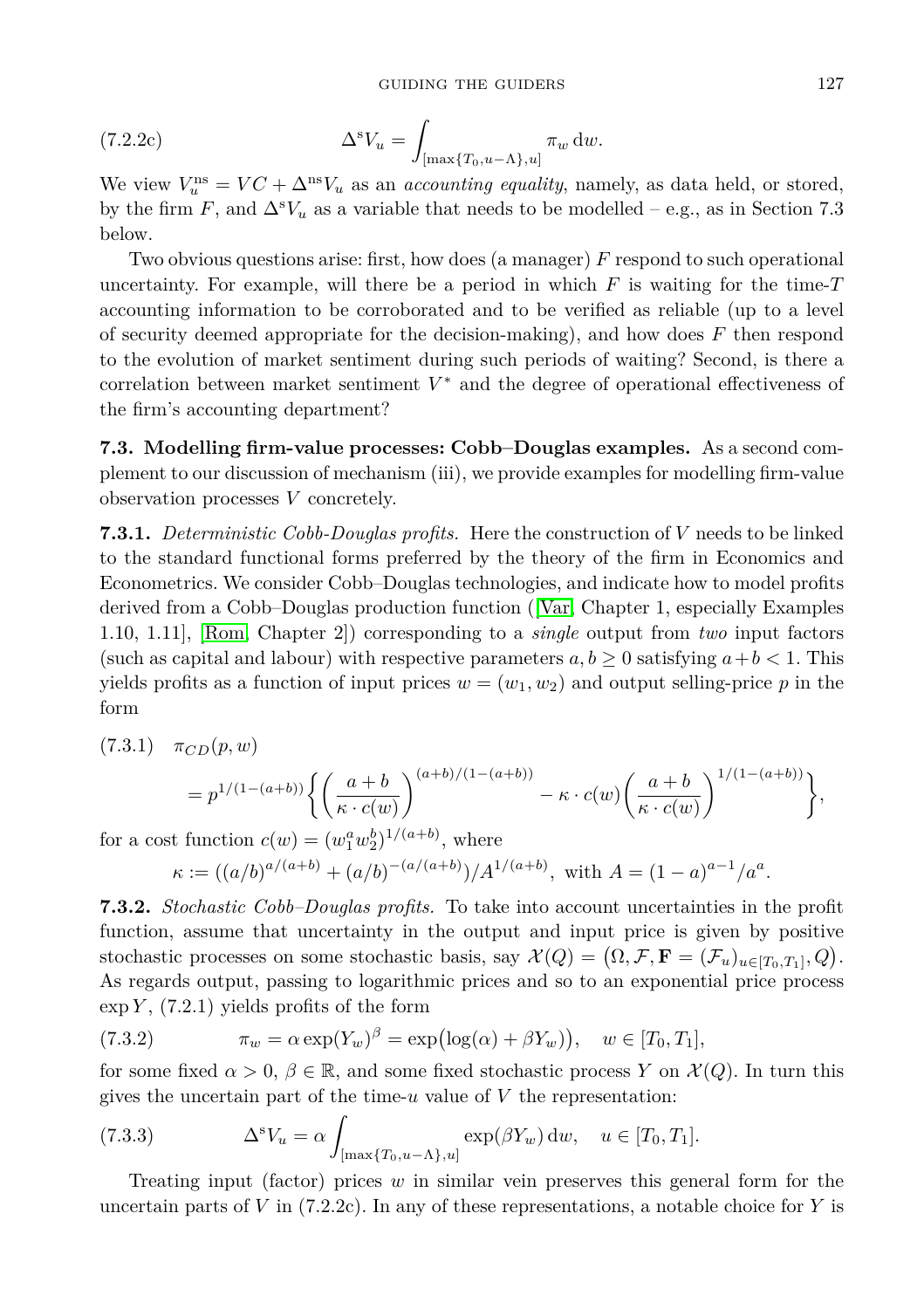$$\Delta^{\mathrm{s}} V_u = \int_{[\max\{T_0, u-\Lambda\}, u]} \pi_w \, \mathrm{d}w. \tag{7.2.2c}$$

We view $V_u^{\mathrm{ns}} = VC + \Delta^{\mathrm{ns}} V_u$ as an *accounting equality*, namely, as data held, or stored, by the firm $F$, and $\Delta^{\mathrm{s}} V_u$ as a variable that needs to be modelled – e.g., as in Section 7.3 below.

Two obvious questions arise: first, how does (a manager) $F$ respond to such operational uncertainty. For example, will there be a period in which $F$ is waiting for the time-$T$ accounting information to be corroborated and to be verified as reliable (up to a level of security deemed appropriate for the decision-making), and how does $F$ then respond to the evolution of market sentiment during such periods of waiting? Second, is there a correlation between market sentiment $V^*$ and the degree of operational effectiveness of the firm's accounting department?

**7.3. Modelling firm-value processes: Cobb–Douglas examples.** As a second complement to our discussion of mechanism (iii), we provide examples for modelling firm-value observation processes $V$ concretely.

**7.3.1.** *Deterministic Cobb-Douglas profits.* Here the construction of $V$ needs to be linked to the standard functional forms preferred by the theory of the firm in Economics and Econometrics. We consider Cobb–Douglas technologies, and indicate how to model profits derived from a Cobb–Douglas production function ([Var, Chapter 1, especially Examples 1.10, 1.11], [Rom, Chapter 2]) corresponding to a *single* output from *two* input factors (such as capital and labour) with respective parameters $a, b \geq 0$ satisfying $a + b < 1$. This yields profits as a function of input prices $w = (w_1, w_2)$ and output selling-price $p$ in the form

$$\begin{aligned} &\pi_{CD}(p, w) \\ &= p^{1/(1-(a+b))} \left\{ \left( \frac{a+b}{\kappa \cdot c(w)} \right)^{(a+b)/(1-(a+b))} - \kappa \cdot c(w) \left( \frac{a+b}{\kappa \cdot c(w)} \right)^{1/(1-(a+b))} \right\}, \end{aligned} \tag{7.3.1}$$

for a cost function $c(w) = (w_1^a w_2^b)^{1/(a+b)}$, where

$$\kappa := ((a/b)^{a/(a+b)} + (a/b)^{-(a/(a+b))})/A^{1/(a+b)}, \text{ with } A = (1-a)^{a-1}/a^a.$$

**7.3.2.** *Stochastic Cobb–Douglas profits.* To take into account uncertainties in the profit function, assume that uncertainty in the output and input price is given by positive stochastic processes on some stochastic basis, say $\mathcal{X}(Q) = (\Omega, \mathcal{F}, \mathbf{F} = (\mathcal{F}_u)_{u \in [T_0, T_1]}, Q)$. As regards output, passing to logarithmic prices and so to an exponential price process $\exp Y$, (7.2.1) yields profits of the form

$$\pi_w = \alpha \exp(Y_w)^\beta = \exp\big(\log(\alpha) + \beta Y_w\big), \quad w \in [T_0, T_1], \tag{7.3.2}$$

for some fixed $\alpha > 0$, $\beta \in \mathbb{R}$, and some fixed stochastic process $Y$ on $\mathcal{X}(Q)$. In turn this gives the uncertain part of the time-$u$ value of $V$ the representation:

$$\Delta^{\mathrm{s}} V_u = \alpha \int_{[\max\{T_0, u-\Lambda\}, u]} \exp(\beta Y_w) \, \mathrm{d}w, \quad u \in [T_0, T_1]. \tag{7.3.3}$$

Treating input (factor) prices $w$ in similar vein preserves this general form for the uncertain parts of $V$ in (7.2.2c). In any of these representations, a notable choice for $Y$ is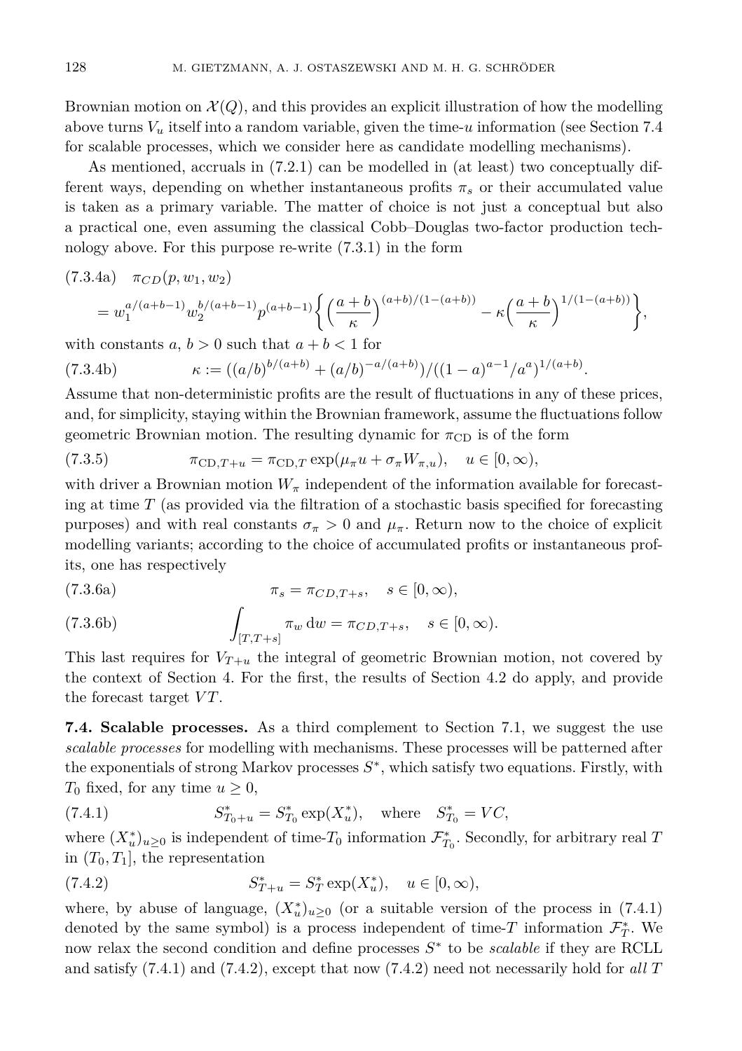Brownian motion on $\mathcal{X}(Q)$, and this provides an explicit illustration of how the modelling above turns $V_u$ itself into a random variable, given the time-$u$ information (see Section 7.4 for scalable processes, which we consider here as candidate modelling mechanisms).

As mentioned, accruals in (7.2.1) can be modelled in (at least) two conceptually different ways, depending on whether instantaneous profits $\pi_s$ or their accumulated value is taken as a primary variable. The matter of choice is not just a conceptual but also a practical one, even assuming the classical Cobb–Douglas two-factor production technology above. For this purpose re-write (7.3.1) in the form

$$\begin{aligned}
&\text{(7.3.4a)}\quad \pi_{CD}(p, w_1, w_2) \\
&\quad = w_1^{a/(a+b-1)} w_2^{b/(a+b-1)} p^{(a+b-1)} \left\{ \left(\frac{a+b}{\kappa}\right)^{(a+b)/(1-(a+b))} - \kappa \left(\frac{a+b}{\kappa}\right)^{1/(1-(a+b))} \right\},
\end{aligned}$$

with constants $a$, $b > 0$ such that $a + b < 1$ for

$$\kappa := ((a/b)^{b/(a+b)} + (a/b)^{-a/(a+b)})/((1-a)^{a-1}/a^a)^{1/(a+b)}. \tag{7.3.4b}$$

Assume that non-deterministic profits are the result of fluctuations in any of these prices, and, for simplicity, staying within the Brownian framework, assume the fluctuations follow geometric Brownian motion. The resulting dynamic for $\pi_{\mathrm{CD}}$ is of the form

$$\pi_{\mathrm{CD},T+u} = \pi_{\mathrm{CD},T} \exp(\mu_\pi u + \sigma_\pi W_{\pi,u}), \quad u \in [0, \infty), \tag{7.3.5}$$

with driver a Brownian motion $W_\pi$ independent of the information available for forecasting at time $T$ (as provided via the filtration of a stochastic basis specified for forecasting purposes) and with real constants $\sigma_\pi > 0$ and $\mu_\pi$. Return now to the choice of explicit modelling variants; according to the choice of accumulated profits or instantaneous profits, one has respectively

$$\pi_s = \pi_{CD,T+s}, \quad s \in [0, \infty), \tag{7.3.6a}$$

$$\int_{[T,T+s]} \pi_w \, \mathrm{d}w = \pi_{CD,T+s}, \quad s \in [0, \infty). \tag{7.3.6b}$$

This last requires for $V_{T+u}$ the integral of geometric Brownian motion, not covered by the context of Section 4. For the first, the results of Section 4.2 do apply, and provide the forecast target $VT$.

**7.4. Scalable processes.** As a third complement to Section 7.1, we suggest the use *scalable processes* for modelling with mechanisms. These processes will be patterned after the exponentials of strong Markov processes $S^*$, which satisfy two equations. Firstly, with $T_0$ fixed, for any time $u \geq 0$,

$$S^*_{T_0+u} = S^*_{T_0} \exp(X^*_u), \quad \text{where} \quad S^*_{T_0} = VC, \tag{7.4.1}$$

where $(X^*_u)_{u \geq 0}$ is independent of time-$T_0$ information $\mathcal{F}^*_{T_0}$. Secondly, for arbitrary real $T$ in $(T_0, T_1]$, the representation

$$S^*_{T+u} = S^*_T \exp(X^*_u), \quad u \in [0, \infty), \tag{7.4.2}$$

where, by abuse of language, $(X^*_u)_{u \geq 0}$ (or a suitable version of the process in (7.4.1) denoted by the same symbol) is a process independent of time-$T$ information $\mathcal{F}^*_T$. We now relax the second condition and define processes $S^*$ to be *scalable* if they are RCLL and satisfy (7.4.1) and (7.4.2), except that now (7.4.2) need not necessarily hold for *all* $T$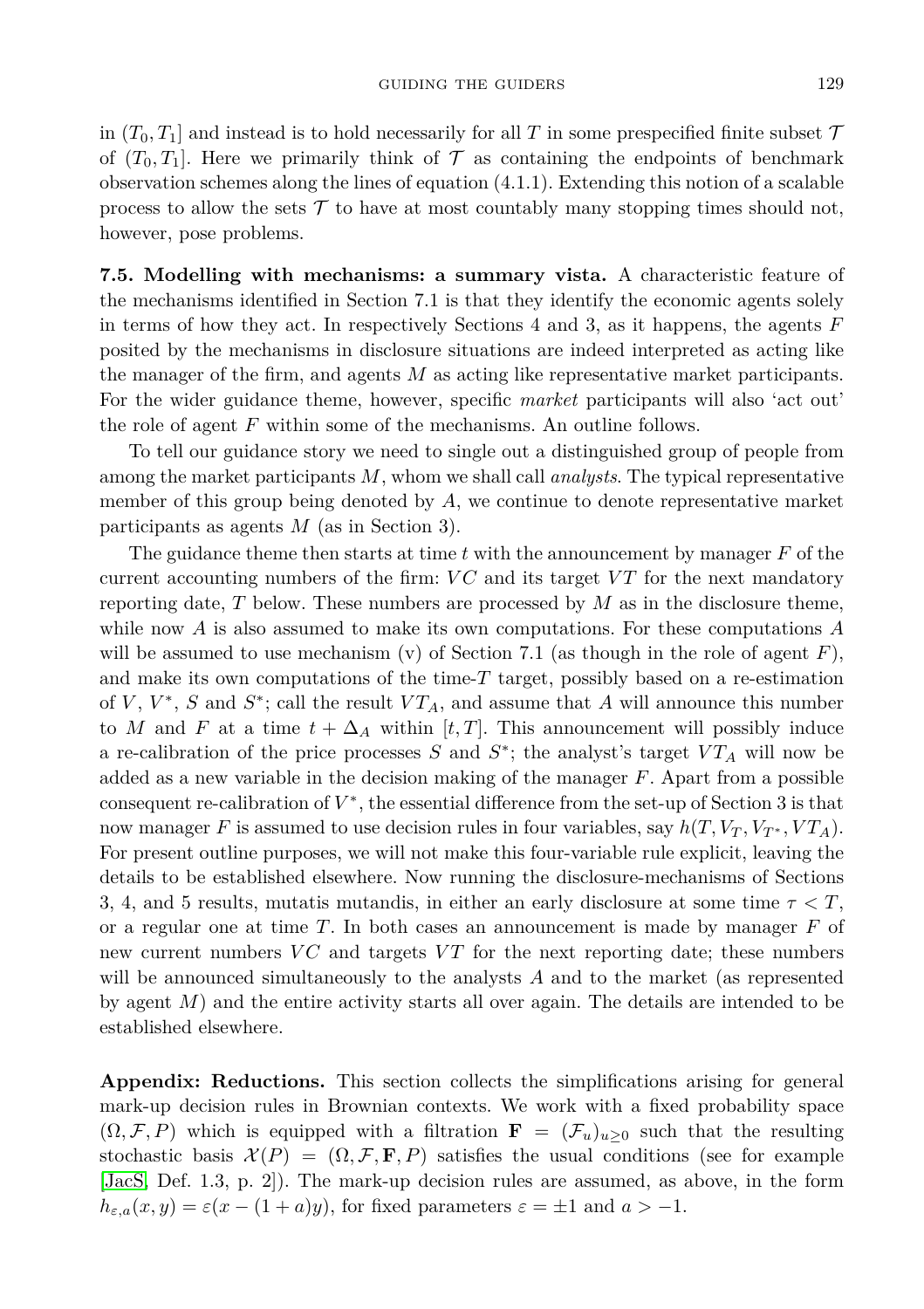in $(T_0, T_1]$ and instead is to hold necessarily for all $T$ in some prespecified finite subset $\mathcal{T}$ of $(T_0, T_1]$. Here we primarily think of $\mathcal{T}$ as containing the endpoints of benchmark observation schemes along the lines of equation (4.1.1). Extending this notion of a scalable process to allow the sets $\mathcal{T}$ to have at most countably many stopping times should not, however, pose problems.

**7.5. Modelling with mechanisms: a summary vista.** A characteristic feature of the mechanisms identified in Section 7.1 is that they identify the economic agents solely in terms of how they act. In respectively Sections 4 and 3, as it happens, the agents $F$ posited by the mechanisms in disclosure situations are indeed interpreted as acting like the manager of the firm, and agents $M$ as acting like representative market participants. For the wider guidance theme, however, specific *market* participants will also 'act out' the role of agent $F$ within some of the mechanisms. An outline follows.

To tell our guidance story we need to single out a distinguished group of people from among the market participants $M$, whom we shall call *analysts*. The typical representative member of this group being denoted by $A$, we continue to denote representative market participants as agents $M$ (as in Section 3).

The guidance theme then starts at time $t$ with the announcement by manager $F$ of the current accounting numbers of the firm: $VC$ and its target $VT$ for the next mandatory reporting date, $T$ below. These numbers are processed by $M$ as in the disclosure theme, while now $A$ is also assumed to make its own computations. For these computations $A$ will be assumed to use mechanism (v) of Section 7.1 (as though in the role of agent $F$), and make its own computations of the time-$T$ target, possibly based on a re-estimation of $V$, $V^*$, $S$ and $S^*$; call the result $VT_A$, and assume that $A$ will announce this number to $M$ and $F$ at a time $t + \Delta_A$ within $[t, T]$. This announcement will possibly induce a re-calibration of the price processes $S$ and $S^*$; the analyst's target $VT_A$ will now be added as a new variable in the decision making of the manager $F$. Apart from a possible consequent re-calibration of $V^*$, the essential difference from the set-up of Section 3 is that now manager $F$ is assumed to use decision rules in four variables, say $h(T, V_T, V_{T^*}, VT_A)$. For present outline purposes, we will not make this four-variable rule explicit, leaving the details to be established elsewhere. Now running the disclosure-mechanisms of Sections 3, 4, and 5 results, mutatis mutandis, in either an early disclosure at some time $\tau < T$, or a regular one at time $T$. In both cases an announcement is made by manager $F$ of new current numbers $VC$ and targets $VT$ for the next reporting date; these numbers will be announced simultaneously to the analysts $A$ and to the market (as represented by agent $M$) and the entire activity starts all over again. The details are intended to be established elsewhere.

**Appendix: Reductions.** This section collects the simplifications arising for general mark-up decision rules in Brownian contexts. We work with a fixed probability space $(\Omega, \mathcal{F}, P)$ which is equipped with a filtration $\mathbf{F} = (\mathcal{F}_u)_{u \geq 0}$ such that the resulting stochastic basis $\mathcal{X}(P) = (\Omega, \mathcal{F}, \mathbf{F}, P)$ satisfies the usual conditions (see for example [JacS, Def. 1.3, p. 2]). The mark-up decision rules are assumed, as above, in the form $h_{\varepsilon,a}(x, y) = \varepsilon(x - (1 + a)y)$, for fixed parameters $\varepsilon = \pm 1$ and $a > -1$.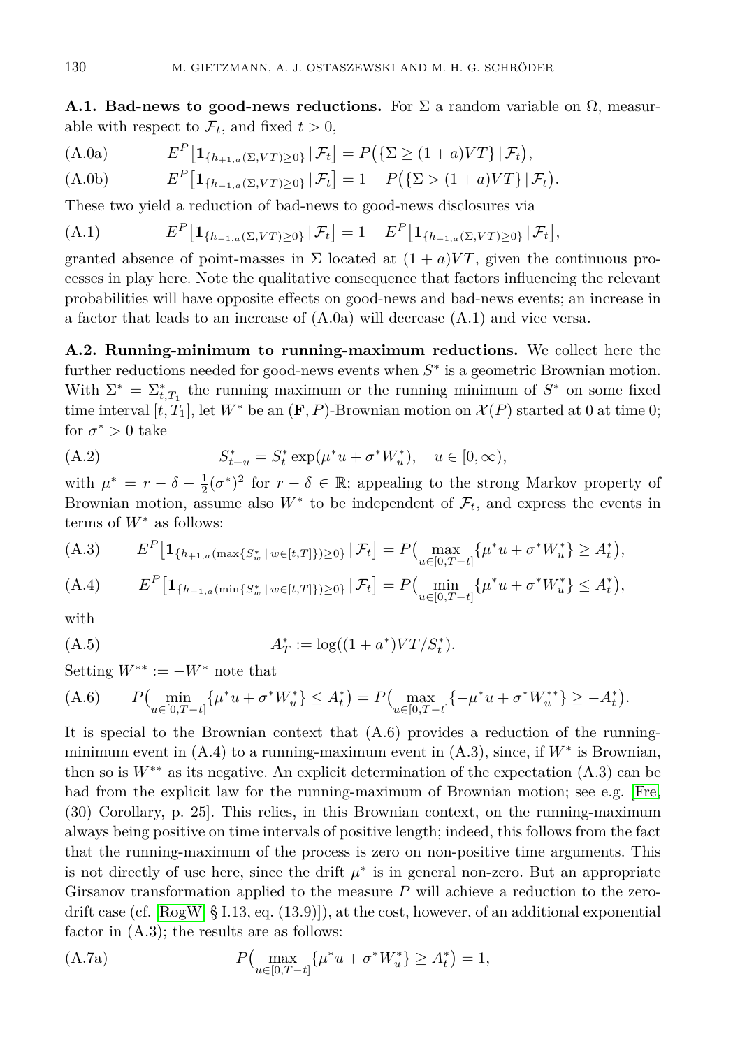**A.1. Bad-news to good-news reductions.** For $\Sigma$ a random variable on $\Omega$, measurable with respect to $\mathcal{F}_t$, and fixed $t > 0$,

$$E^P\big[\mathbf{1}_{\{h_{+1,a}(\Sigma,VT)\geq 0\}}\,|\,\mathcal{F}_t\big] = P\big(\{\Sigma \geq (1+a)VT\}\,|\,\mathcal{F}_t\big), \tag{A.0a}$$

$$E^P\big[\mathbf{1}_{\{h_{-1,a}(\Sigma,VT)\geq 0\}}\,|\,\mathcal{F}_t\big] = 1 - P\big(\{\Sigma > (1+a)VT\}\,|\,\mathcal{F}_t\big). \tag{A.0b}$$

These two yield a reduction of bad-news to good-news disclosures via

$$E^P\big[\mathbf{1}_{\{h_{-1,a}(\Sigma,VT)\geq 0\}}\,|\,\mathcal{F}_t\big] = 1 - E^P\big[\mathbf{1}_{\{h_{+1,a}(\Sigma,VT)\geq 0\}}\,|\,\mathcal{F}_t\big], \tag{A.1}$$

granted absence of point-masses in $\Sigma$ located at $(1+a)VT$, given the continuous processes in play here. Note the qualitative consequence that factors influencing the relevant probabilities will have opposite effects on good-news and bad-news events; an increase in a factor that leads to an increase of (A.0a) will decrease (A.1) and vice versa.

**A.2. Running-minimum to running-maximum reductions.** We collect here the further reductions needed for good-news events when $S^*$ is a geometric Brownian motion. With $\Sigma^* = \Sigma^*_{t,T_1}$ the running maximum or the running minimum of $S^*$ on some fixed time interval $[t, T_1]$, let $W^*$ be an $(\mathbf{F}, P)$-Brownian motion on $\mathcal{X}(P)$ started at 0 at time 0; for $\sigma^* > 0$ take

$$S^*_{t+u} = S^*_t \exp(\mu^* u + \sigma^* W^*_u), \quad u \in [0, \infty), \tag{A.2}$$

with $\mu^* = r - \delta - \frac{1}{2}(\sigma^*)^2$ for $r - \delta \in \mathbb{R}$; appealing to the strong Markov property of Brownian motion, assume also $W^*$ to be independent of $\mathcal{F}_t$, and express the events in terms of $W^*$ as follows:

$$E^P\big[\mathbf{1}_{\{h_{+1,a}(\max\{S^*_w\,|\,w\in[t,T]\})\geq 0\}}\,|\,\mathcal{F}_t\big] = P\big(\max_{u\in[0,T-t]}\{\mu^* u + \sigma^* W^*_u\} \geq A^*_t\big), \tag{A.3}$$

$$E^P\big[\mathbf{1}_{\{h_{-1,a}(\min\{S^*_w\,|\,w\in[t,T]\})\geq 0\}}\,|\,\mathcal{F}_t\big] = P\big(\min_{u\in[0,T-t]}\{\mu^* u + \sigma^* W^*_u\} \leq A^*_t\big), \tag{A.4}$$

with

$$A^*_T := \log((1+a^*)VT/S^*_t). \tag{A.5}$$

Setting $W^{**} := -W^*$ note that

$$P\big(\min_{u\in[0,T-t]}\{\mu^* u + \sigma^* W^*_u\} \leq A^*_t\big) = P\big(\max_{u\in[0,T-t]}\{-\mu^* u + \sigma^* W^{**}_u\} \geq -A^*_t\big). \tag{A.6}$$

It is special to the Brownian context that (A.6) provides a reduction of the running-minimum event in (A.4) to a running-maximum event in (A.3), since, if $W^*$ is Brownian, then so is $W^{**}$ as its negative. An explicit determination of the expectation (A.3) can be had from the explicit law for the running-maximum of Brownian motion; see e.g. [Fre, (30) Corollary, p. 25]. This relies, in this Brownian context, on the running-maximum always being positive on time intervals of positive length; indeed, this follows from the fact that the running-maximum of the process is zero on non-positive time arguments. This is not directly of use here, since the drift $\mu^*$ is in general non-zero. But an appropriate Girsanov transformation applied to the measure $P$ will achieve a reduction to the zero-drift case (cf. [RogW, § I.13, eq. (13.9)]), at the cost, however, of an additional exponential factor in (A.3); the results are as follows:

$$P\big(\max_{u\in[0,T-t]}\{\mu^* u + \sigma^* W^*_u\} \geq A^*_t\big) = 1, \tag{A.7a}$$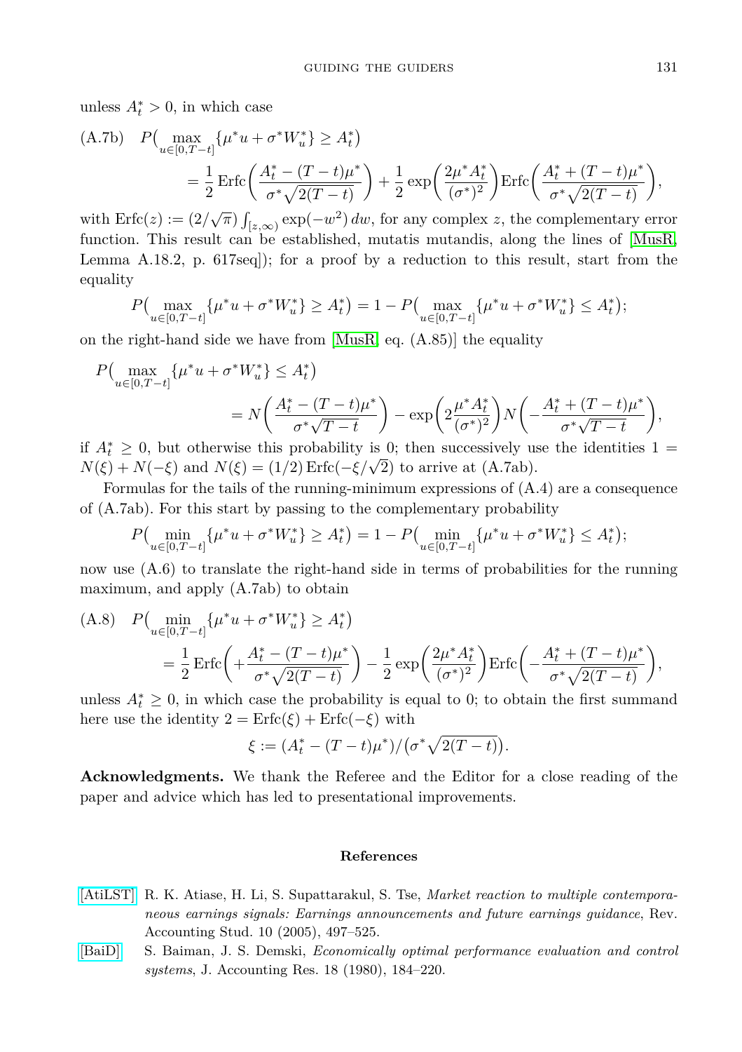unless $A_t^* > 0$, in which case

$$
\text{(A.7b)} \quad P\big(\max_{u\in[0,T-t]}\{\mu^* u + \sigma^* W_u^*\} \geq A_t^*\big) = \frac{1}{2}\operatorname{Erfc}\bigg(\frac{A_t^* - (T-t)\mu^*}{\sigma^*\sqrt{2(T-t)}}\bigg) + \frac{1}{2}\exp\bigg(\frac{2\mu^* A_t^*}{(\sigma^*)^2}\bigg)\operatorname{Erfc}\bigg(\frac{A_t^* + (T-t)\mu^*}{\sigma^*\sqrt{2(T-t)}}\bigg),
$$

with $\operatorname{Erfc}(z) := (2/\sqrt{\pi})\int_{[z,\infty)} \exp(-w^2)\,dw$, for any complex $z$, the complementary error function. This result can be established, mutatis mutandis, along the lines of [MusR, Lemma A.18.2, p. 617seq]); for a proof by a reduction to this result, start from the equality

$$
P\big(\max_{u\in[0,T-t]}\{\mu^* u + \sigma^* W_u^*\} \geq A_t^*\big) = 1 - P\big(\max_{u\in[0,T-t]}\{\mu^* u + \sigma^* W_u^*\} \leq A_t^*\big);
$$

on the right-hand side we have from [MusR, eq. (A.85)] the equality

$$
P\big(\max_{u\in[0,T-t]}\{\mu^* u + \sigma^* W_u^*\} \leq A_t^*\big) = N\bigg(\frac{A_t^* - (T-t)\mu^*}{\sigma^*\sqrt{T-t}}\bigg) - \exp\bigg(2\frac{\mu^* A_t^*}{(\sigma^*)^2}\bigg)N\bigg(-\frac{A_t^* + (T-t)\mu^*}{\sigma^*\sqrt{T-t}}\bigg),
$$

if $A_t^* \geq 0$, but otherwise this probability is 0; then successively use the identities $1 = N(\xi) + N(-\xi)$ and $N(\xi) = (1/2)\operatorname{Erfc}(-\xi/\sqrt{2})$ to arrive at (A.7ab).

Formulas for the tails of the running-minimum expressions of (A.4) are a consequence of (A.7ab). For this start by passing to the complementary probability

$$
P\big(\min_{u\in[0,T-t]}\{\mu^* u + \sigma^* W_u^*\} \geq A_t^*\big) = 1 - P\big(\min_{u\in[0,T-t]}\{\mu^* u + \sigma^* W_u^*\} \leq A_t^*\big);
$$

now use (A.6) to translate the right-hand side in terms of probabilities for the running maximum, and apply (A.7ab) to obtain

$$
\text{(A.8)} \quad P\big(\min_{u\in[0,T-t]}\{\mu^* u + \sigma^* W_u^*\} \geq A_t^*\big) = \frac{1}{2}\operatorname{Erfc}\bigg(+\frac{A_t^* - (T-t)\mu^*}{\sigma^*\sqrt{2(T-t)}}\bigg) - \frac{1}{2}\exp\bigg(\frac{2\mu^* A_t^*}{(\sigma^*)^2}\bigg)\operatorname{Erfc}\bigg(-\frac{A_t^* + (T-t)\mu^*}{\sigma^*\sqrt{2(T-t)}}\bigg),
$$

unless $A_t^* \geq 0$, in which case the probability is equal to 0; to obtain the first summand here use the identity $2 = \operatorname{Erfc}(\xi) + \operatorname{Erfc}(-\xi)$ with

$$
\xi := (A_t^* - (T-t)\mu^*)/\big(\sigma^*\sqrt{2(T-t)}\big).
$$

**Acknowledgments.** We thank the Referee and the Editor for a close reading of the paper and advice which has led to presentational improvements.

## References

[AtiLST] R. K. Atiase, H. Li, S. Supattarakul, S. Tse, *Market reaction to multiple contemporaneous earnings signals: Earnings announcements and future earnings guidance*, Rev. Accounting Stud. 10 (2005), 497–525.

[BaiD] S. Baiman, J. S. Demski, *Economically optimal performance evaluation and control systems*, J. Accounting Res. 18 (1980), 184–220.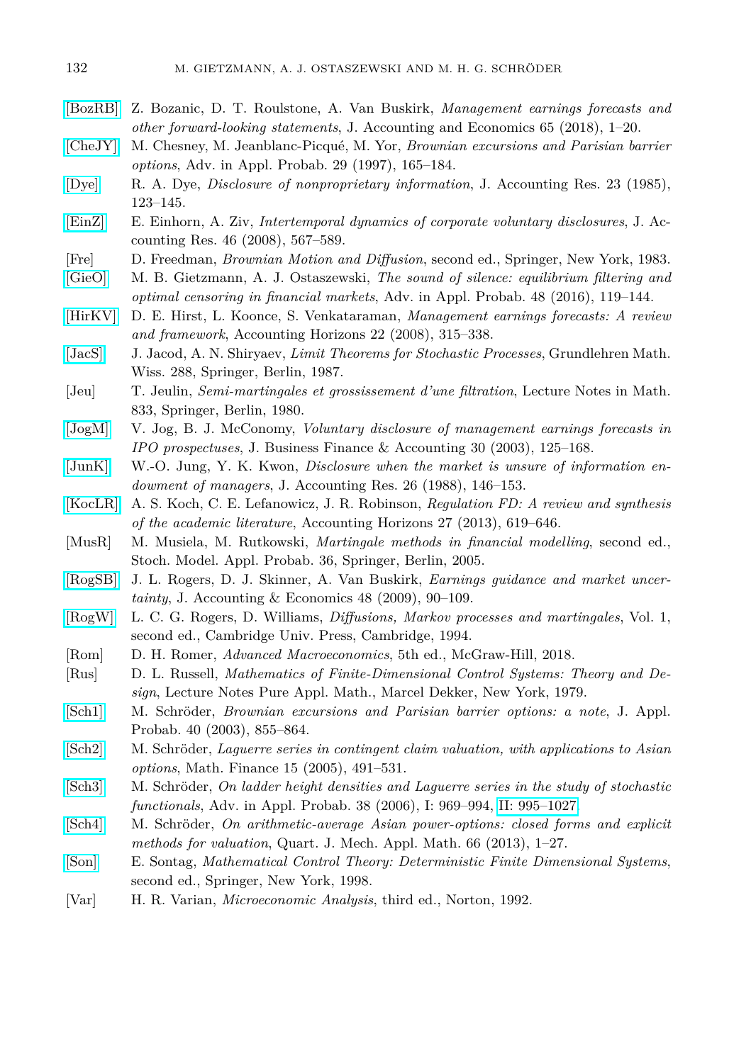[BozRB] Z. Bozanic, D. T. Roulstone, A. Van Buskirk, *Management earnings forecasts and other forward-looking statements*, J. Accounting and Economics 65 (2018), 1–20.

[CheJY] M. Chesney, M. Jeanblanc-Picqué, M. Yor, *Brownian excursions and Parisian barrier options*, Adv. in Appl. Probab. 29 (1997), 165–184.

[Dye] R. A. Dye, *Disclosure of nonproprietary information*, J. Accounting Res. 23 (1985), 123–145.

[EinZ] E. Einhorn, A. Ziv, *Intertemporal dynamics of corporate voluntary disclosures*, J. Accounting Res. 46 (2008), 567–589.

[Fre] D. Freedman, *Brownian Motion and Diffusion*, second ed., Springer, New York, 1983.

[GieO] M. B. Gietzmann, A. J. Ostaszewski, *The sound of silence: equilibrium filtering and optimal censoring in financial markets*, Adv. in Appl. Probab. 48 (2016), 119–144.

[HirKV] D. E. Hirst, L. Koonce, S. Venkataraman, *Management earnings forecasts: A review and framework*, Accounting Horizons 22 (2008), 315–338.

[JacS] J. Jacod, A. N. Shiryaev, *Limit Theorems for Stochastic Processes*, Grundlehren Math. Wiss. 288, Springer, Berlin, 1987.

[Jeu] T. Jeulin, *Semi-martingales et grossissement d'une filtration*, Lecture Notes in Math. 833, Springer, Berlin, 1980.

[JogM] V. Jog, B. J. McConomy, *Voluntary disclosure of management earnings forecasts in IPO prospectuses*, J. Business Finance & Accounting 30 (2003), 125–168.

[JunK] W.-O. Jung, Y. K. Kwon, *Disclosure when the market is unsure of information endowment of managers*, J. Accounting Res. 26 (1988), 146–153.

[KocLR] A. S. Koch, C. E. Lefanowicz, J. R. Robinson, *Regulation FD: A review and synthesis of the academic literature*, Accounting Horizons 27 (2013), 619–646.

[MusR] M. Musiela, M. Rutkowski, *Martingale methods in financial modelling*, second ed., Stoch. Model. Appl. Probab. 36, Springer, Berlin, 2005.

[RogSB] J. L. Rogers, D. J. Skinner, A. Van Buskirk, *Earnings guidance and market uncertainty*, J. Accounting & Economics 48 (2009), 90–109.

[RogW] L. C. G. Rogers, D. Williams, *Diffusions, Markov processes and martingales*, Vol. 1, second ed., Cambridge Univ. Press, Cambridge, 1994.

[Rom] D. H. Romer, *Advanced Macroeconomics*, 5th ed., McGraw-Hill, 2018.

[Rus] D. L. Russell, *Mathematics of Finite-Dimensional Control Systems: Theory and Design*, Lecture Notes Pure Appl. Math., Marcel Dekker, New York, 1979.

[Sch1] M. Schröder, *Brownian excursions and Parisian barrier options: a note*, J. Appl. Probab. 40 (2003), 855–864.

[Sch2] M. Schröder, *Laguerre series in contingent claim valuation, with applications to Asian options*, Math. Finance 15 (2005), 491–531.

[Sch3] M. Schröder, *On ladder height densities and Laguerre series in the study of stochastic functionals*, Adv. in Appl. Probab. 38 (2006), I: 969–994, II: 995–1027.

[Sch4] M. Schröder, *On arithmetic-average Asian power-options: closed forms and explicit methods for valuation*, Quart. J. Mech. Appl. Math. 66 (2013), 1–27.

[Son] E. Sontag, *Mathematical Control Theory: Deterministic Finite Dimensional Systems*, second ed., Springer, New York, 1998.

[Var] H. R. Varian, *Microeconomic Analysis*, third ed., Norton, 1992.